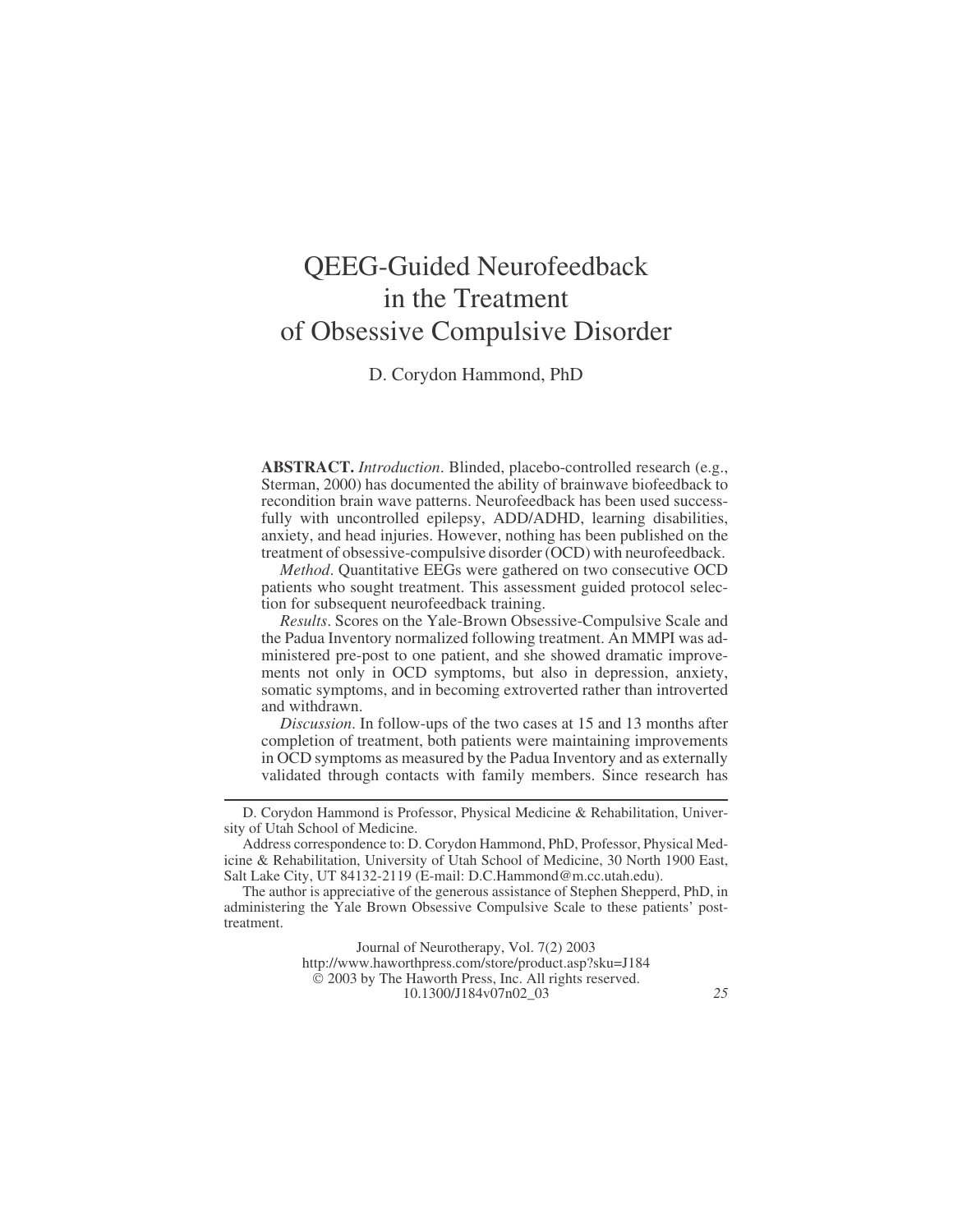# QEEG-Guided Neurofeedback in the Treatment of Obsessive Compulsive Disorder

D. Corydon Hammond, PhD

**ABSTRACT.** *Introduction*. Blinded, placebo-controlled research (e.g., Sterman, 2000) has documented the ability of brainwave biofeedback to recondition brain wave patterns. Neurofeedback has been used successfully with uncontrolled epilepsy, ADD/ADHD, learning disabilities, anxiety, and head injuries. However, nothing has been published on the treatment of obsessive-compulsive disorder (OCD) with neurofeedback.

*Method*. Quantitative EEGs were gathered on two consecutive OCD patients who sought treatment. This assessment guided protocol selection for subsequent neurofeedback training.

*Results*. Scores on the Yale-Brown Obsessive-Compulsive Scale and the Padua Inventory normalized following treatment. An MMPI was administered pre-post to one patient, and she showed dramatic improvements not only in OCD symptoms, but also in depression, anxiety, somatic symptoms, and in becoming extroverted rather than introverted and withdrawn.

*Discussion*. In follow-ups of the two cases at 15 and 13 months after completion of treatment, both patients were maintaining improvements in OCD symptoms as measured by the Padua Inventory and as externally validated through contacts with family members. Since research has

---

D. Corydon Hammond is Professor, Physical Medicine & Rehabilitation, University of Utah School of Medicine.

Address correspondence to: D. Corydon Hammond, PhD, Professor, Physical Medicine & Rehabilitation, University of Utah School of Medicine, 30 North 1900 East, Salt Lake City, UT 84132-2119 (E-mail: D.C.Hammond@m.cc.utah.edu).

The author is appreciative of the generous assistance of Stephen Shepperd, PhD, in administering the Yale Brown Obsessive Compulsive Scale to these patients' post-treatment.

Journal of Neurotherapy, Vol. 7(2) 2003
http://www.haworthpress.com/store/product.asp?sku=J184
© 2003 by The Haworth Press, Inc. All rights reserved.
10.1300/J184v07n02_03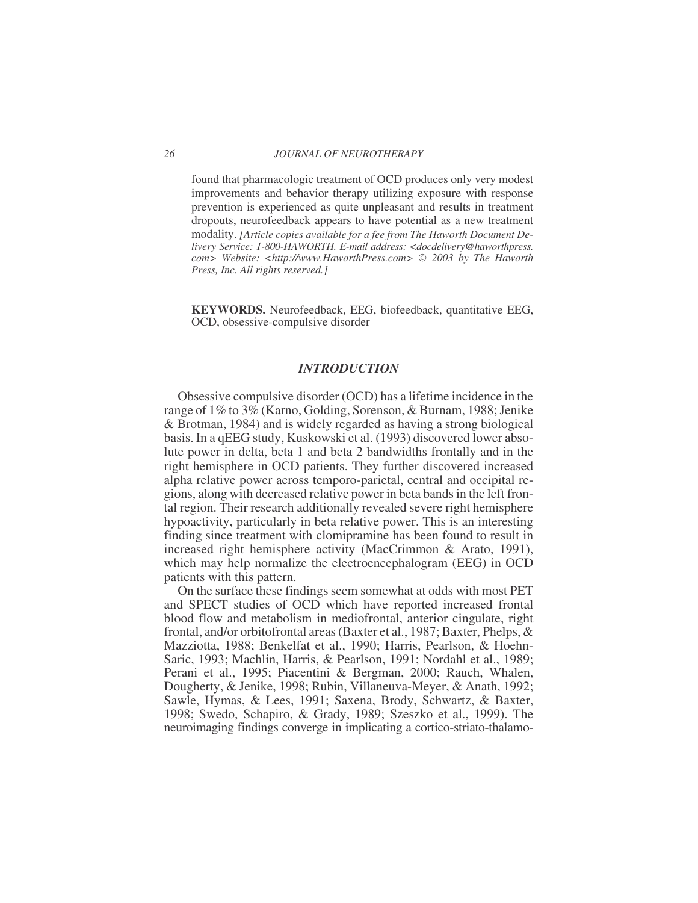found that pharmacologic treatment of OCD produces only very modest improvements and behavior therapy utilizing exposure with response prevention is experienced as quite unpleasant and results in treatment dropouts, neurofeedback appears to have potential as a new treatment modality. *[Article copies available for a fee from The Haworth Document Delivery Service: 1-800-HAWORTH. E-mail address: <docdelivery@haworthpress.com> Website: <http://www.HaworthPress.com> © 2003 by The Haworth Press, Inc. All rights reserved.]*

**KEYWORDS.** Neurofeedback, EEG, biofeedback, quantitative EEG, OCD, obsessive-compulsive disorder

## *INTRODUCTION*

Obsessive compulsive disorder (OCD) has a lifetime incidence in the range of 1% to 3% (Karno, Golding, Sorenson, & Burnam, 1988; Jenike & Brotman, 1984) and is widely regarded as having a strong biological basis. In a qEEG study, Kuskowski et al. (1993) discovered lower absolute power in delta, beta 1 and beta 2 bandwidths frontally and in the right hemisphere in OCD patients. They further discovered increased alpha relative power across temporo-parietal, central and occipital regions, along with decreased relative power in beta bands in the left frontal region. Their research additionally revealed severe right hemisphere hypoactivity, particularly in beta relative power. This is an interesting finding since treatment with clomipramine has been found to result in increased right hemisphere activity (MacCrimmon & Arato, 1991), which may help normalize the electroencephalogram (EEG) in OCD patients with this pattern.

On the surface these findings seem somewhat at odds with most PET and SPECT studies of OCD which have reported increased frontal blood flow and metabolism in mediofrontal, anterior cingulate, right frontal, and/or orbitofrontal areas (Baxter et al., 1987; Baxter, Phelps, & Mazziotta, 1988; Benkelfat et al., 1990; Harris, Pearlson, & Hoehn-Saric, 1993; Machlin, Harris, & Pearlson, 1991; Nordahl et al., 1989; Perani et al., 1995; Piacentini & Bergman, 2000; Rauch, Whalen, Dougherty, & Jenike, 1998; Rubin, Villaneuva-Meyer, & Anath, 1992; Sawle, Hymas, & Lees, 1991; Saxena, Brody, Schwartz, & Baxter, 1998; Swedo, Schapiro, & Grady, 1989; Szeszko et al., 1999). The neuroimaging findings converge in implicating a cortico-striato-thalamo-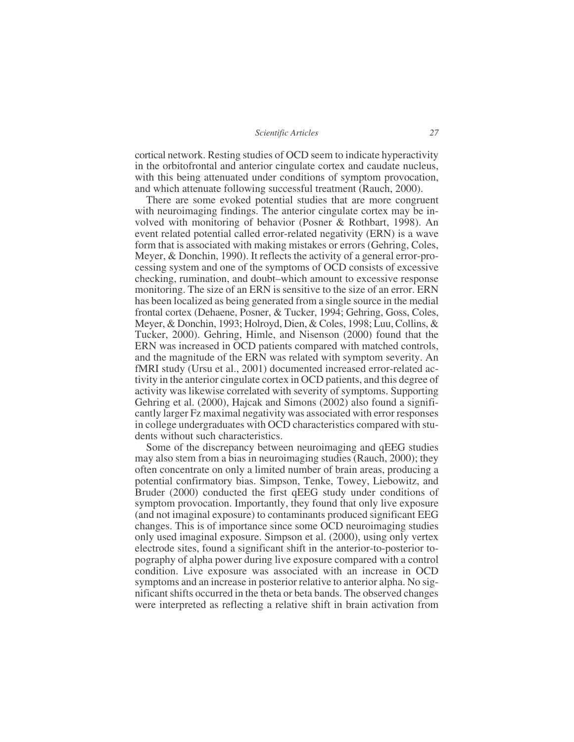cortical network. Resting studies of OCD seem to indicate hyperactivity in the orbitofrontal and anterior cingulate cortex and caudate nucleus, with this being attenuated under conditions of symptom provocation, and which attenuate following successful treatment (Rauch, 2000).

There are some evoked potential studies that are more congruent with neuroimaging findings. The anterior cingulate cortex may be involved with monitoring of behavior (Posner & Rothbart, 1998). An event related potential called error-related negativity (ERN) is a wave form that is associated with making mistakes or errors (Gehring, Coles, Meyer, & Donchin, 1990). It reflects the activity of a general error-processing system and one of the symptoms of OCD consists of excessive checking, rumination, and doubt–which amount to excessive response monitoring. The size of an ERN is sensitive to the size of an error. ERN has been localized as being generated from a single source in the medial frontal cortex (Dehaene, Posner, & Tucker, 1994; Gehring, Goss, Coles, Meyer, & Donchin, 1993; Holroyd, Dien, & Coles, 1998; Luu, Collins, & Tucker, 2000). Gehring, Himle, and Nisenson (2000) found that the ERN was increased in OCD patients compared with matched controls, and the magnitude of the ERN was related with symptom severity. An fMRI study (Ursu et al., 2001) documented increased error-related activity in the anterior cingulate cortex in OCD patients, and this degree of activity was likewise correlated with severity of symptoms. Supporting Gehring et al. (2000), Hajcak and Simons (2002) also found a significantly larger Fz maximal negativity was associated with error responses in college undergraduates with OCD characteristics compared with students without such characteristics.

Some of the discrepancy between neuroimaging and qEEG studies may also stem from a bias in neuroimaging studies (Rauch, 2000); they often concentrate on only a limited number of brain areas, producing a potential confirmatory bias. Simpson, Tenke, Towey, Liebowitz, and Bruder (2000) conducted the first qEEG study under conditions of symptom provocation. Importantly, they found that only live exposure (and not imaginal exposure) to contaminants produced significant EEG changes. This is of importance since some OCD neuroimaging studies only used imaginal exposure. Simpson et al. (2000), using only vertex electrode sites, found a significant shift in the anterior-to-posterior topography of alpha power during live exposure compared with a control condition. Live exposure was associated with an increase in OCD symptoms and an increase in posterior relative to anterior alpha. No significant shifts occurred in the theta or beta bands. The observed changes were interpreted as reflecting a relative shift in brain activation from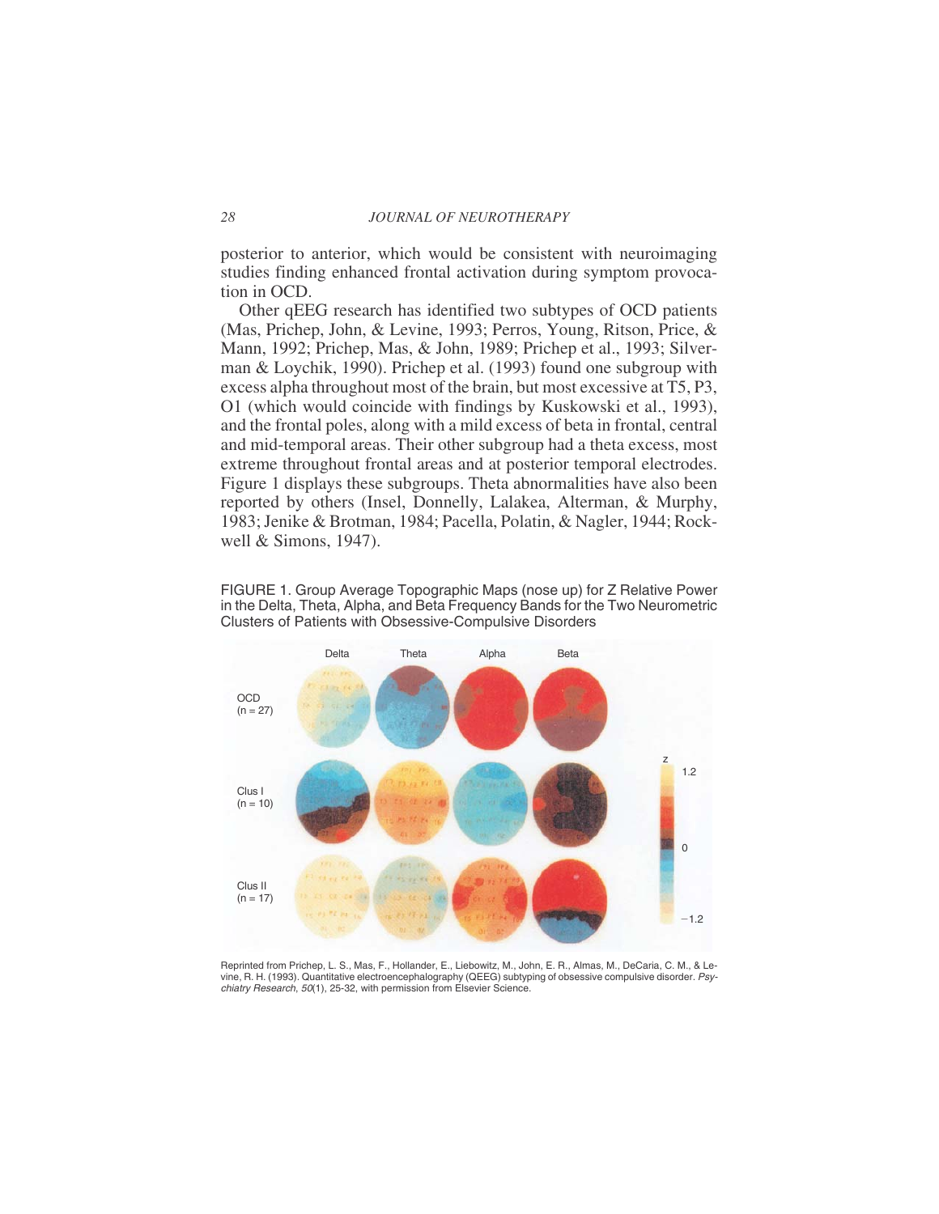posterior to anterior, which would be consistent with neuroimaging studies finding enhanced frontal activation during symptom provocation in OCD.

Other qEEG research has identified two subtypes of OCD patients (Mas, Prichep, John, & Levine, 1993; Perros, Young, Ritson, Price, & Mann, 1992; Prichep, Mas, & John, 1989; Prichep et al., 1993; Silverman & Loychik, 1990). Prichep et al. (1993) found one subgroup with excess alpha throughout most of the brain, but most excessive at T5, P3, O1 (which would coincide with findings by Kuskowski et al., 1993), and the frontal poles, along with a mild excess of beta in frontal, central and mid-temporal areas. Their other subgroup had a theta excess, most extreme throughout frontal areas and at posterior temporal electrodes. Figure 1 displays these subgroups. Theta abnormalities have also been reported by others (Insel, Donnelly, Lalakea, Alterman, & Murphy, 1983; Jenike & Brotman, 1984; Pacella, Polatin, & Nagler, 1944; Rockwell & Simons, 1947).

FIGURE 1. Group Average Topographic Maps (nose up) for Z Relative Power in the Delta, Theta, Alpha, and Beta Frequency Bands for the Two Neurometric Clusters of Patients with Obsessive-Compulsive Disorders

Delta Theta Alpha Beta

OCD (n = 27)

Clus I (n = 10)

Clus II (n = 17)

Z

1.2

0

−1.2

Reprinted from Prichep, L. S., Mas, F., Hollander, E., Liebowitz, M., John, E. R., Almas, M., DeCaria, C. M., & Levine, R. H. (1993). Quantitative electroencephalography (QEEG) subtyping of obsessive compulsive disorder. *Psychiatry Research*, *50*(1), 25-32, with permission from Elsevier Science.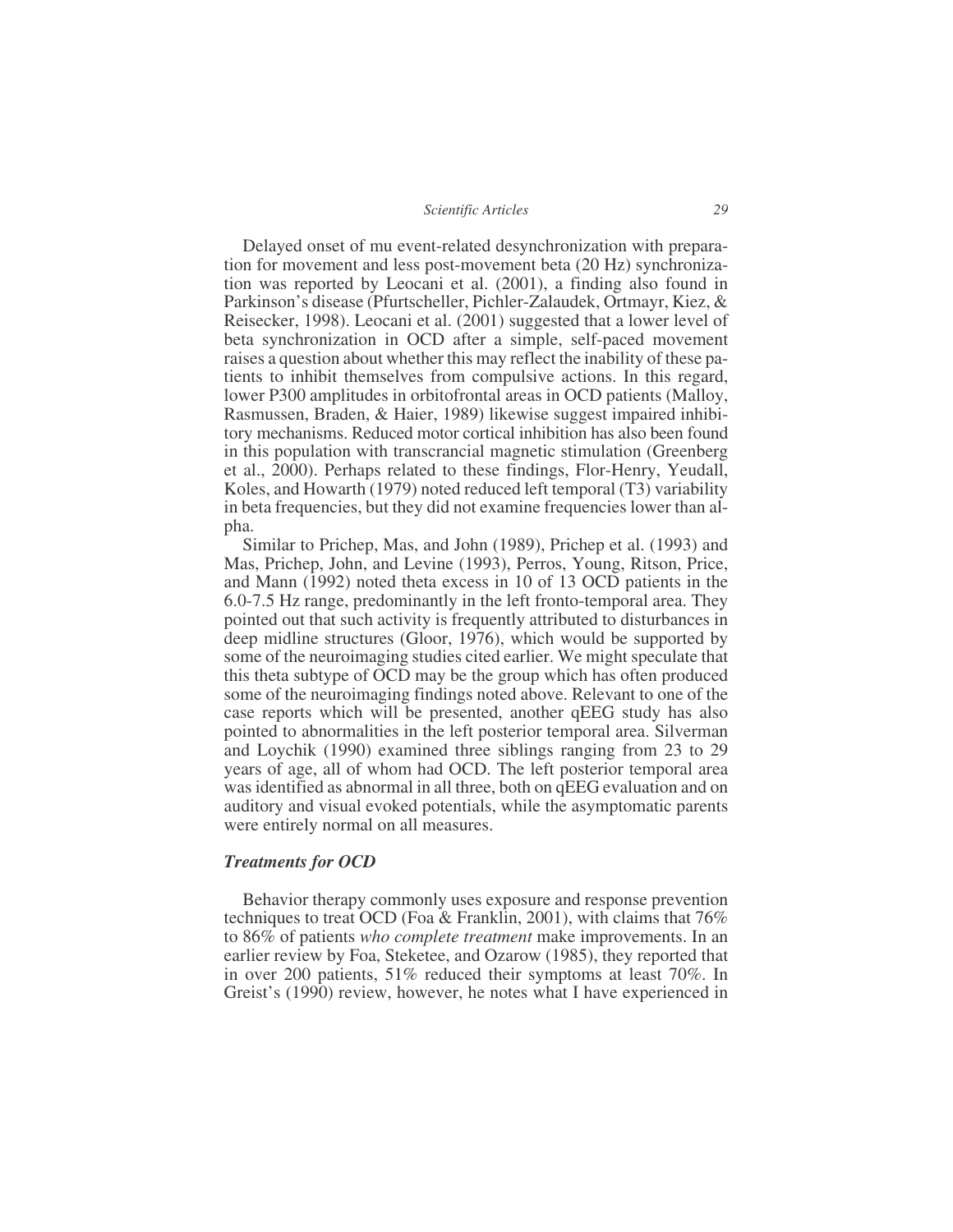Delayed onset of mu event-related desynchronization with preparation for movement and less post-movement beta (20 Hz) synchronization was reported by Leocani et al. (2001), a finding also found in Parkinson's disease (Pfurtscheller, Pichler-Zalaudek, Ortmayr, Kiez, & Reisecker, 1998). Leocani et al. (2001) suggested that a lower level of beta synchronization in OCD after a simple, self-paced movement raises a question about whether this may reflect the inability of these patients to inhibit themselves from compulsive actions. In this regard, lower P300 amplitudes in orbitofrontal areas in OCD patients (Malloy, Rasmussen, Braden, & Haier, 1989) likewise suggest impaired inhibitory mechanisms. Reduced motor cortical inhibition has also been found in this population with transcrancial magnetic stimulation (Greenberg et al., 2000). Perhaps related to these findings, Flor-Henry, Yeudall, Koles, and Howarth (1979) noted reduced left temporal (T3) variability in beta frequencies, but they did not examine frequencies lower than alpha.

Similar to Prichep, Mas, and John (1989), Prichep et al. (1993) and Mas, Prichep, John, and Levine (1993), Perros, Young, Ritson, Price, and Mann (1992) noted theta excess in 10 of 13 OCD patients in the 6.0-7.5 Hz range, predominantly in the left fronto-temporal area. They pointed out that such activity is frequently attributed to disturbances in deep midline structures (Gloor, 1976), which would be supported by some of the neuroimaging studies cited earlier. We might speculate that this theta subtype of OCD may be the group which has often produced some of the neuroimaging findings noted above. Relevant to one of the case reports which will be presented, another qEEG study has also pointed to abnormalities in the left posterior temporal area. Silverman and Loychik (1990) examined three siblings ranging from 23 to 29 years of age, all of whom had OCD. The left posterior temporal area was identified as abnormal in all three, both on qEEG evaluation and on auditory and visual evoked potentials, while the asymptomatic parents were entirely normal on all measures.

### *Treatments for OCD*

Behavior therapy commonly uses exposure and response prevention techniques to treat OCD (Foa & Franklin, 2001), with claims that 76% to 86% of patients *who complete treatment* make improvements. In an earlier review by Foa, Steketee, and Ozarow (1985), they reported that in over 200 patients, 51% reduced their symptoms at least 70%. In Greist's (1990) review, however, he notes what I have experienced in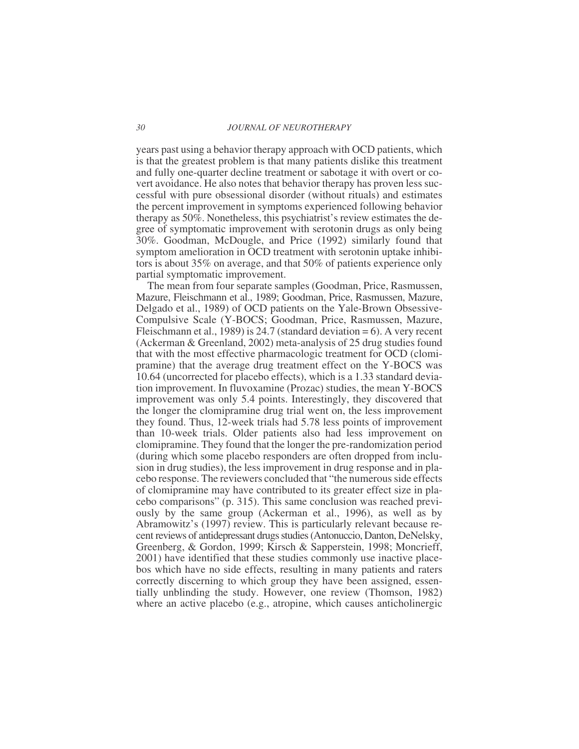years past using a behavior therapy approach with OCD patients, which is that the greatest problem is that many patients dislike this treatment and fully one-quarter decline treatment or sabotage it with overt or covert avoidance. He also notes that behavior therapy has proven less successful with pure obsessional disorder (without rituals) and estimates the percent improvement in symptoms experienced following behavior therapy as 50%. Nonetheless, this psychiatrist's review estimates the degree of symptomatic improvement with serotonin drugs as only being 30%. Goodman, McDougle, and Price (1992) similarly found that symptom amelioration in OCD treatment with serotonin uptake inhibitors is about 35% on average, and that 50% of patients experience only partial symptomatic improvement.

The mean from four separate samples (Goodman, Price, Rasmussen, Mazure, Fleischmann et al., 1989; Goodman, Price, Rasmussen, Mazure, Delgado et al., 1989) of OCD patients on the Yale-Brown Obsessive-Compulsive Scale (Y-BOCS; Goodman, Price, Rasmussen, Mazure, Fleischmann et al., 1989) is 24.7 (standard deviation = 6). A very recent (Ackerman & Greenland, 2002) meta-analysis of 25 drug studies found that with the most effective pharmacologic treatment for OCD (clomipramine) that the average drug treatment effect on the Y-BOCS was 10.64 (uncorrected for placebo effects), which is a 1.33 standard deviation improvement. In fluvoxamine (Prozac) studies, the mean Y-BOCS improvement was only 5.4 points. Interestingly, they discovered that the longer the clomipramine drug trial went on, the less improvement they found. Thus, 12-week trials had 5.78 less points of improvement than 10-week trials. Older patients also had less improvement on clomipramine. They found that the longer the pre-randomization period (during which some placebo responders are often dropped from inclusion in drug studies), the less improvement in drug response and in placebo response. The reviewers concluded that "the numerous side effects of clomipramine may have contributed to its greater effect size in placebo comparisons" (p. 315). This same conclusion was reached previously by the same group (Ackerman et al., 1996), as well as by Abramowitz's (1997) review. This is particularly relevant because recent reviews of antidepressant drugs studies (Antonuccio, Danton, DeNelsky, Greenberg, & Gordon, 1999; Kirsch & Sapperstein, 1998; Moncrieff, 2001) have identified that these studies commonly use inactive placebos which have no side effects, resulting in many patients and raters correctly discerning to which group they have been assigned, essentially unblinding the study. However, one review (Thomson, 1982) where an active placebo (e.g., atropine, which causes anticholinergic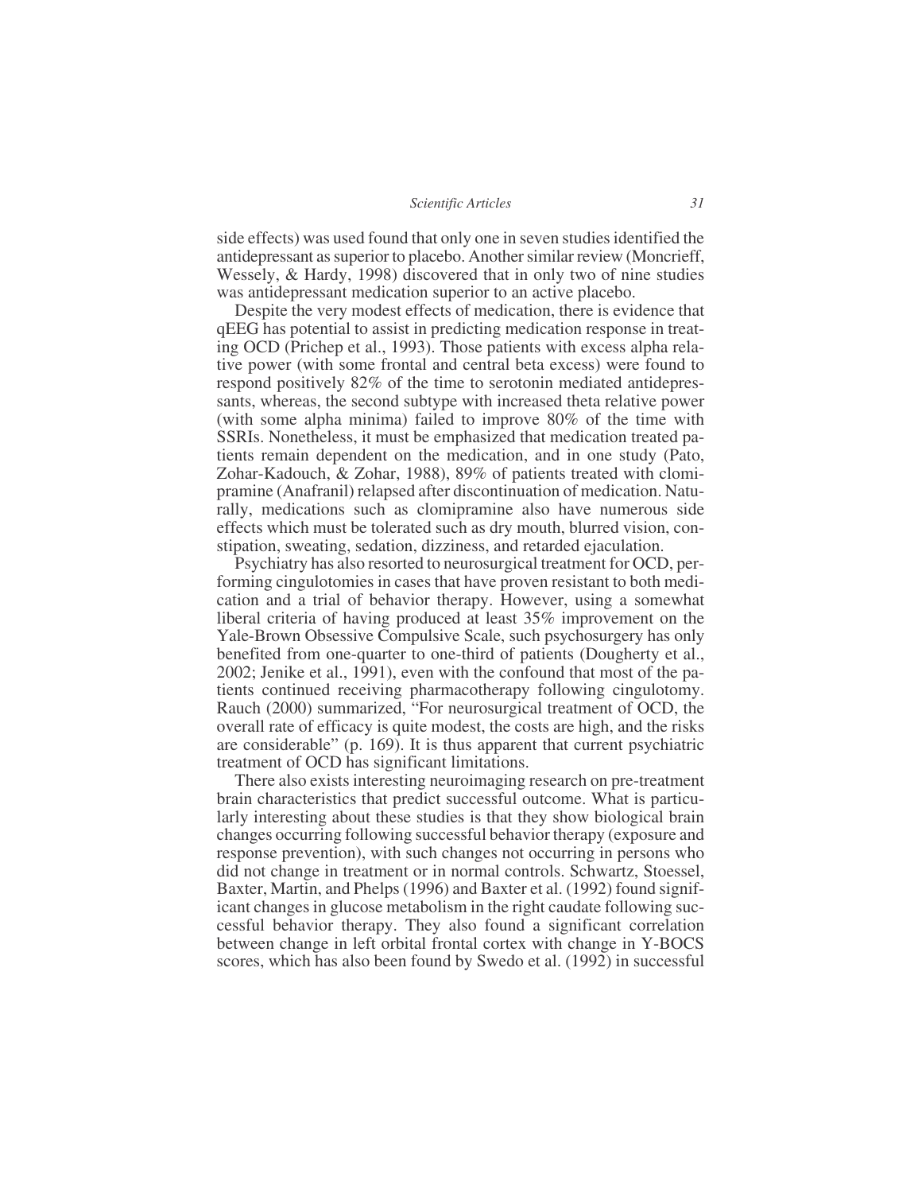side effects) was used found that only one in seven studies identified the antidepressant as superior to placebo. Another similar review (Moncrieff, Wessely, & Hardy, 1998) discovered that in only two of nine studies was antidepressant medication superior to an active placebo.

Despite the very modest effects of medication, there is evidence that qEEG has potential to assist in predicting medication response in treating OCD (Prichep et al., 1993). Those patients with excess alpha relative power (with some frontal and central beta excess) were found to respond positively 82% of the time to serotonin mediated antidepressants, whereas, the second subtype with increased theta relative power (with some alpha minima) failed to improve 80% of the time with SSRIs. Nonetheless, it must be emphasized that medication treated patients remain dependent on the medication, and in one study (Pato, Zohar-Kadouch, & Zohar, 1988), 89% of patients treated with clomipramine (Anafranil) relapsed after discontinuation of medication. Naturally, medications such as clomipramine also have numerous side effects which must be tolerated such as dry mouth, blurred vision, constipation, sweating, sedation, dizziness, and retarded ejaculation.

Psychiatry has also resorted to neurosurgical treatment for OCD, performing cingulotomies in cases that have proven resistant to both medication and a trial of behavior therapy. However, using a somewhat liberal criteria of having produced at least 35% improvement on the Yale-Brown Obsessive Compulsive Scale, such psychosurgery has only benefited from one-quarter to one-third of patients (Dougherty et al., 2002; Jenike et al., 1991), even with the confound that most of the patients continued receiving pharmacotherapy following cingulotomy. Rauch (2000) summarized, "For neurosurgical treatment of OCD, the overall rate of efficacy is quite modest, the costs are high, and the risks are considerable" (p. 169). It is thus apparent that current psychiatric treatment of OCD has significant limitations.

There also exists interesting neuroimaging research on pre-treatment brain characteristics that predict successful outcome. What is particularly interesting about these studies is that they show biological brain changes occurring following successful behavior therapy (exposure and response prevention), with such changes not occurring in persons who did not change in treatment or in normal controls. Schwartz, Stoessel, Baxter, Martin, and Phelps (1996) and Baxter et al. (1992) found significant changes in glucose metabolism in the right caudate following successful behavior therapy. They also found a significant correlation between change in left orbital frontal cortex with change in Y-BOCS scores, which has also been found by Swedo et al. (1992) in successful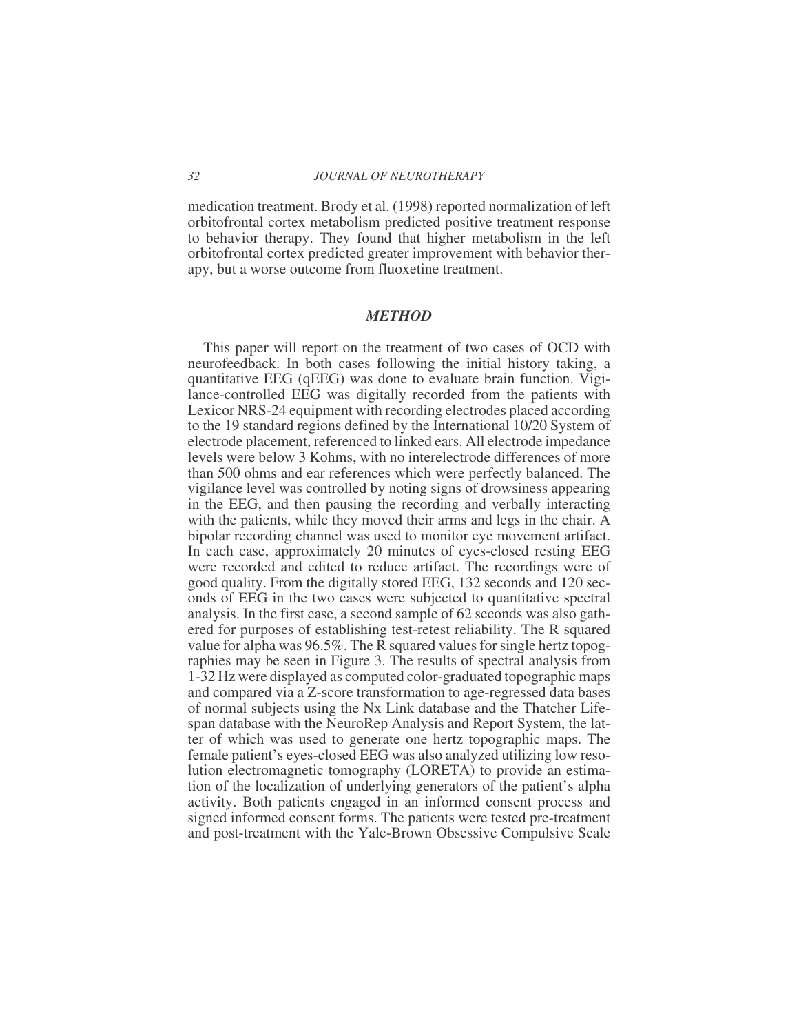medication treatment. Brody et al. (1998) reported normalization of left orbitofrontal cortex metabolism predicted positive treatment response to behavior therapy. They found that higher metabolism in the left orbitofrontal cortex predicted greater improvement with behavior therapy, but a worse outcome from fluoxetine treatment.

## *METHOD*

This paper will report on the treatment of two cases of OCD with neurofeedback. In both cases following the initial history taking, a quantitative EEG (qEEG) was done to evaluate brain function. Vigilance-controlled EEG was digitally recorded from the patients with Lexicor NRS-24 equipment with recording electrodes placed according to the 19 standard regions defined by the International 10/20 System of electrode placement, referenced to linked ears. All electrode impedance levels were below 3 Kohms, with no interelectrode differences of more than 500 ohms and ear references which were perfectly balanced. The vigilance level was controlled by noting signs of drowsiness appearing in the EEG, and then pausing the recording and verbally interacting with the patients, while they moved their arms and legs in the chair. A bipolar recording channel was used to monitor eye movement artifact. In each case, approximately 20 minutes of eyes-closed resting EEG were recorded and edited to reduce artifact. The recordings were of good quality. From the digitally stored EEG, 132 seconds and 120 seconds of EEG in the two cases were subjected to quantitative spectral analysis. In the first case, a second sample of 62 seconds was also gathered for purposes of establishing test-retest reliability. The R squared value for alpha was 96.5%. The R squared values for single hertz topographies may be seen in Figure 3. The results of spectral analysis from 1-32 Hz were displayed as computed color-graduated topographic maps and compared via a Z-score transformation to age-regressed data bases of normal subjects using the Nx Link database and the Thatcher Lifespan database with the NeuroRep Analysis and Report System, the latter of which was used to generate one hertz topographic maps. The female patient's eyes-closed EEG was also analyzed utilizing low resolution electromagnetic tomography (LORETA) to provide an estimation of the localization of underlying generators of the patient's alpha activity. Both patients engaged in an informed consent process and signed informed consent forms. The patients were tested pre-treatment and post-treatment with the Yale-Brown Obsessive Compulsive Scale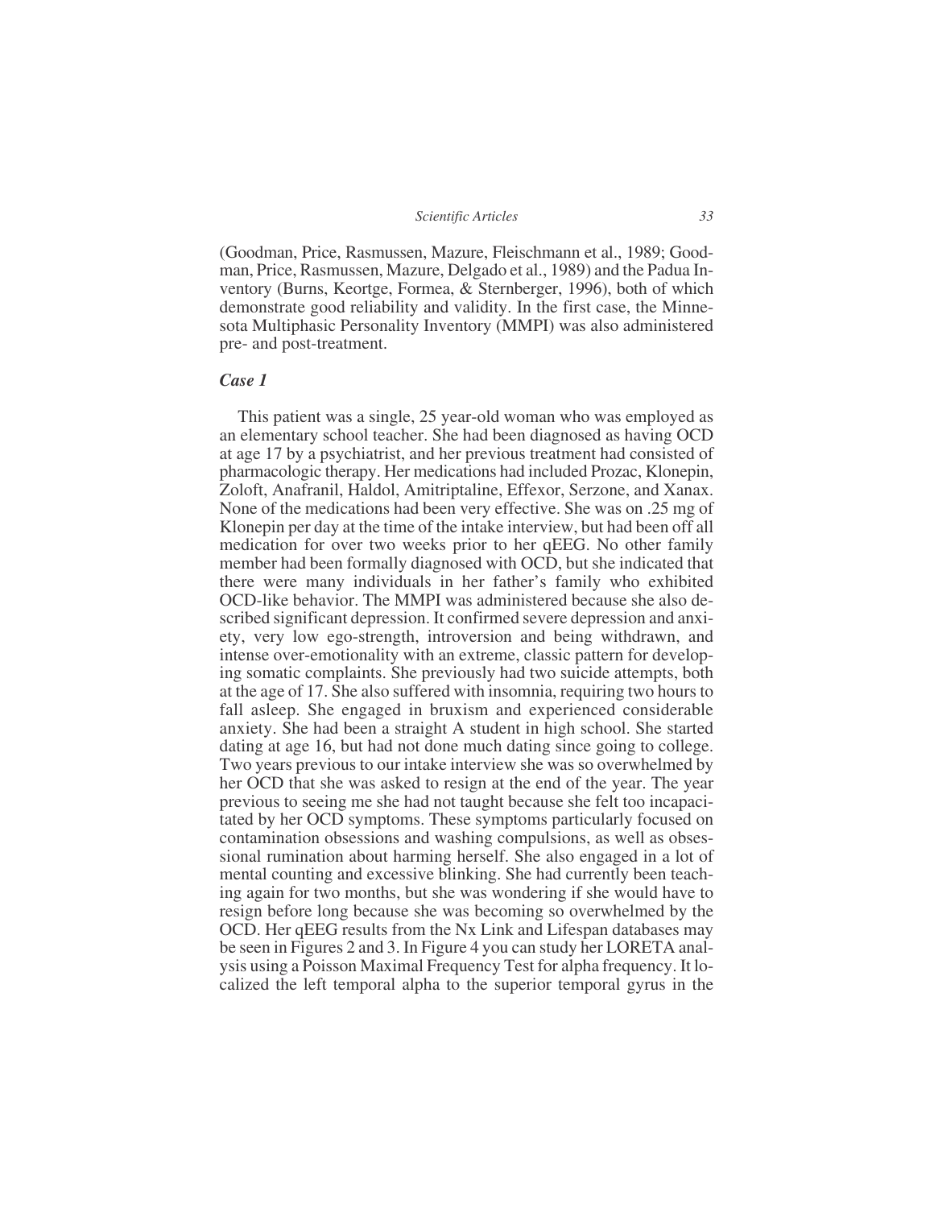(Goodman, Price, Rasmussen, Mazure, Fleischmann et al., 1989; Goodman, Price, Rasmussen, Mazure, Delgado et al., 1989) and the Padua Inventory (Burns, Keortge, Formea, & Sternberger, 1996), both of which demonstrate good reliability and validity. In the first case, the Minnesota Multiphasic Personality Inventory (MMPI) was also administered pre- and post-treatment.

### *Case 1*

This patient was a single, 25 year-old woman who was employed as an elementary school teacher. She had been diagnosed as having OCD at age 17 by a psychiatrist, and her previous treatment had consisted of pharmacologic therapy. Her medications had included Prozac, Klonepin, Zoloft, Anafranil, Haldol, Amitriptaline, Effexor, Serzone, and Xanax. None of the medications had been very effective. She was on .25 mg of Klonepin per day at the time of the intake interview, but had been off all medication for over two weeks prior to her qEEG. No other family member had been formally diagnosed with OCD, but she indicated that there were many individuals in her father's family who exhibited OCD-like behavior. The MMPI was administered because she also described significant depression. It confirmed severe depression and anxiety, very low ego-strength, introversion and being withdrawn, and intense over-emotionality with an extreme, classic pattern for developing somatic complaints. She previously had two suicide attempts, both at the age of 17. She also suffered with insomnia, requiring two hours to fall asleep. She engaged in bruxism and experienced considerable anxiety. She had been a straight A student in high school. She started dating at age 16, but had not done much dating since going to college. Two years previous to our intake interview she was so overwhelmed by her OCD that she was asked to resign at the end of the year. The year previous to seeing me she had not taught because she felt too incapacitated by her OCD symptoms. These symptoms particularly focused on contamination obsessions and washing compulsions, as well as obsessional rumination about harming herself. She also engaged in a lot of mental counting and excessive blinking. She had currently been teaching again for two months, but she was wondering if she would have to resign before long because she was becoming so overwhelmed by the OCD. Her qEEG results from the Nx Link and Lifespan databases may be seen in Figures 2 and 3. In Figure 4 you can study her LORETA analysis using a Poisson Maximal Frequency Test for alpha frequency. It localized the left temporal alpha to the superior temporal gyrus in the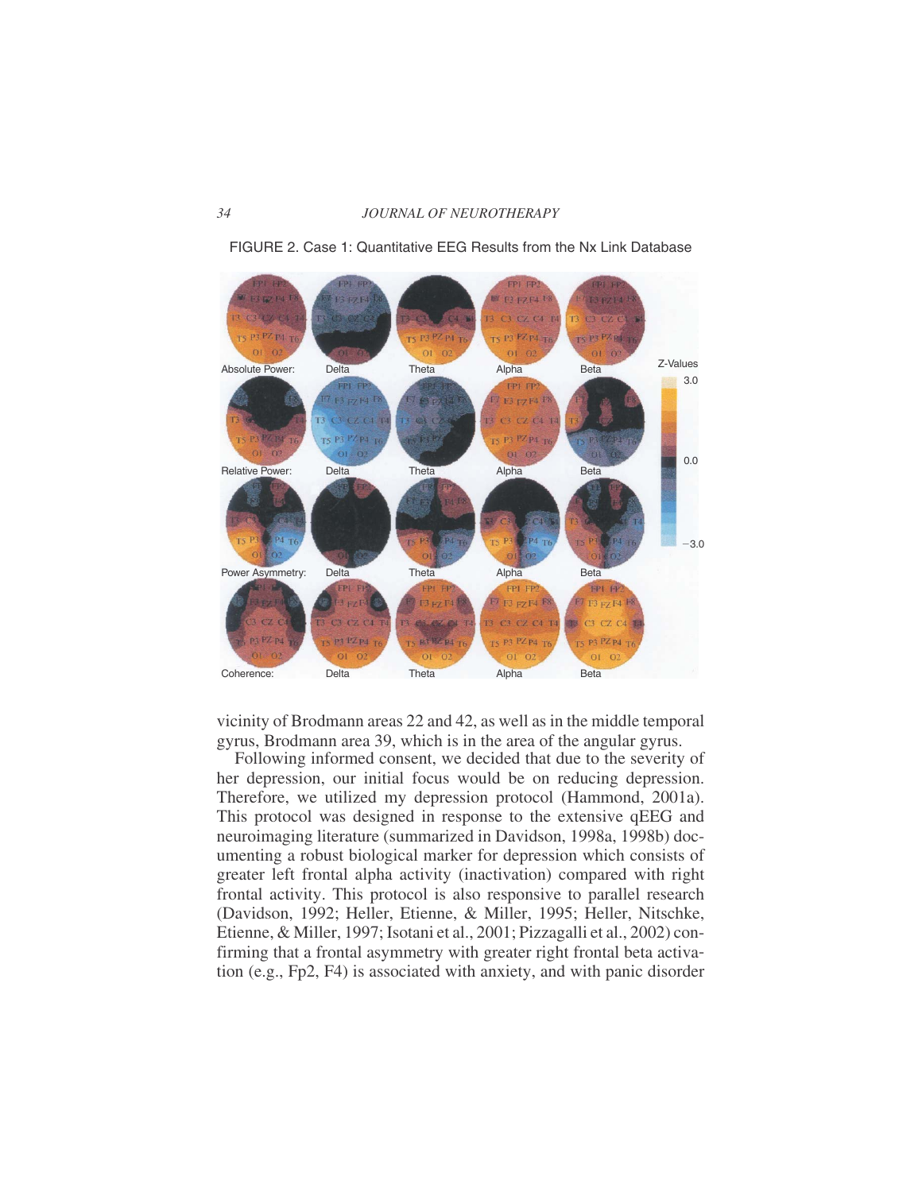FIGURE 2. Case 1: Quantitative EEG Results from the Nx Link Database

Absolute Power: Delta Theta Alpha Beta

Relative Power: Delta Theta Alpha Beta

Power Asymmetry: Delta Theta Alpha Beta

Coherence: Delta Theta Alpha Beta

Z-Values
3.0
0.0
−3.0

vicinity of Brodmann areas 22 and 42, as well as in the middle temporal gyrus, Brodmann area 39, which is in the area of the angular gyrus.

Following informed consent, we decided that due to the severity of her depression, our initial focus would be on reducing depression. Therefore, we utilized my depression protocol (Hammond, 2001a). This protocol was designed in response to the extensive qEEG and neuroimaging literature (summarized in Davidson, 1998a, 1998b) documenting a robust biological marker for depression which consists of greater left frontal alpha activity (inactivation) compared with right frontal activity. This protocol is also responsive to parallel research (Davidson, 1992; Heller, Etienne, & Miller, 1995; Heller, Nitschke, Etienne, & Miller, 1997; Isotani et al., 2001; Pizzagalli et al., 2002) confirming that a frontal asymmetry with greater right frontal beta activation (e.g., Fp2, F4) is associated with anxiety, and with panic disorder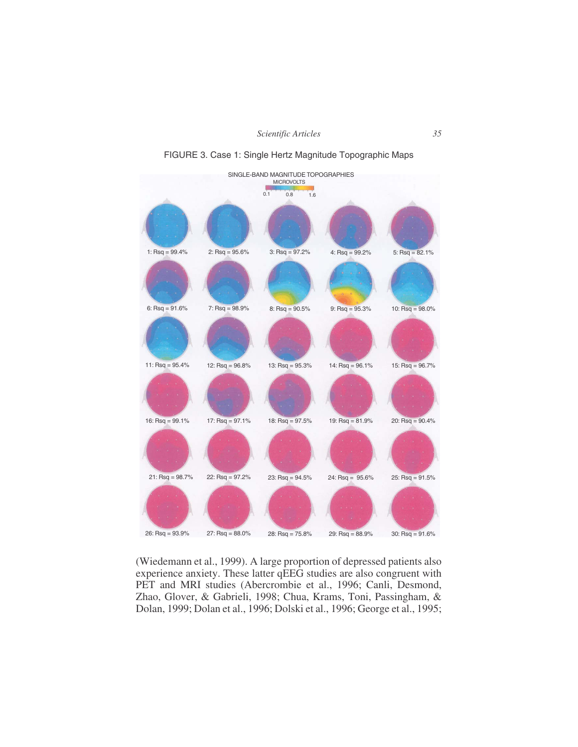FIGURE 3. Case 1: Single Hertz Magnitude Topographic Maps

SINGLE-BAND MAGNITUDE TOPOGRAPHIES
MICROVOLTS
0.1 0.8 1.6

1: Rsq = 99.4% 2: Rsq = 95.6% 3: Rsq = 97.2% 4: Rsq = 99.2% 5: Rsq = 82.1%

6: Rsq = 91.6% 7: Rsq = 98.9% 8: Rsq = 90.5% 9: Rsq = 95.3% 10: Rsq = 98.0%

11: Rsq = 95.4% 12: Rsq = 96.8% 13: Rsq = 95.3% 14: Rsq = 96.1% 15: Rsq = 96.7%

16: Rsq = 99.1% 17: Rsq = 97.1% 18: Rsq = 97.5% 19: Rsq = 81.9% 20: Rsq = 90.4%

21: Rsq = 98.7% 22: Rsq = 97.2% 23: Rsq = 94.5% 24: Rsq = 95.6% 25: Rsq = 91.5%

26: Rsq = 93.9% 27: Rsq = 88.0% 28: Rsq = 75.8% 29: Rsq = 88.9% 30: Rsq = 91.6%

(Wiedemann et al., 1999). A large proportion of depressed patients also experience anxiety. These latter qEEG studies are also congruent with PET and MRI studies (Abercrombie et al., 1996; Canli, Desmond, Zhao, Glover, & Gabrieli, 1998; Chua, Krams, Toni, Passingham, & Dolan, 1999; Dolan et al., 1996; Dolski et al., 1996; George et al., 1995;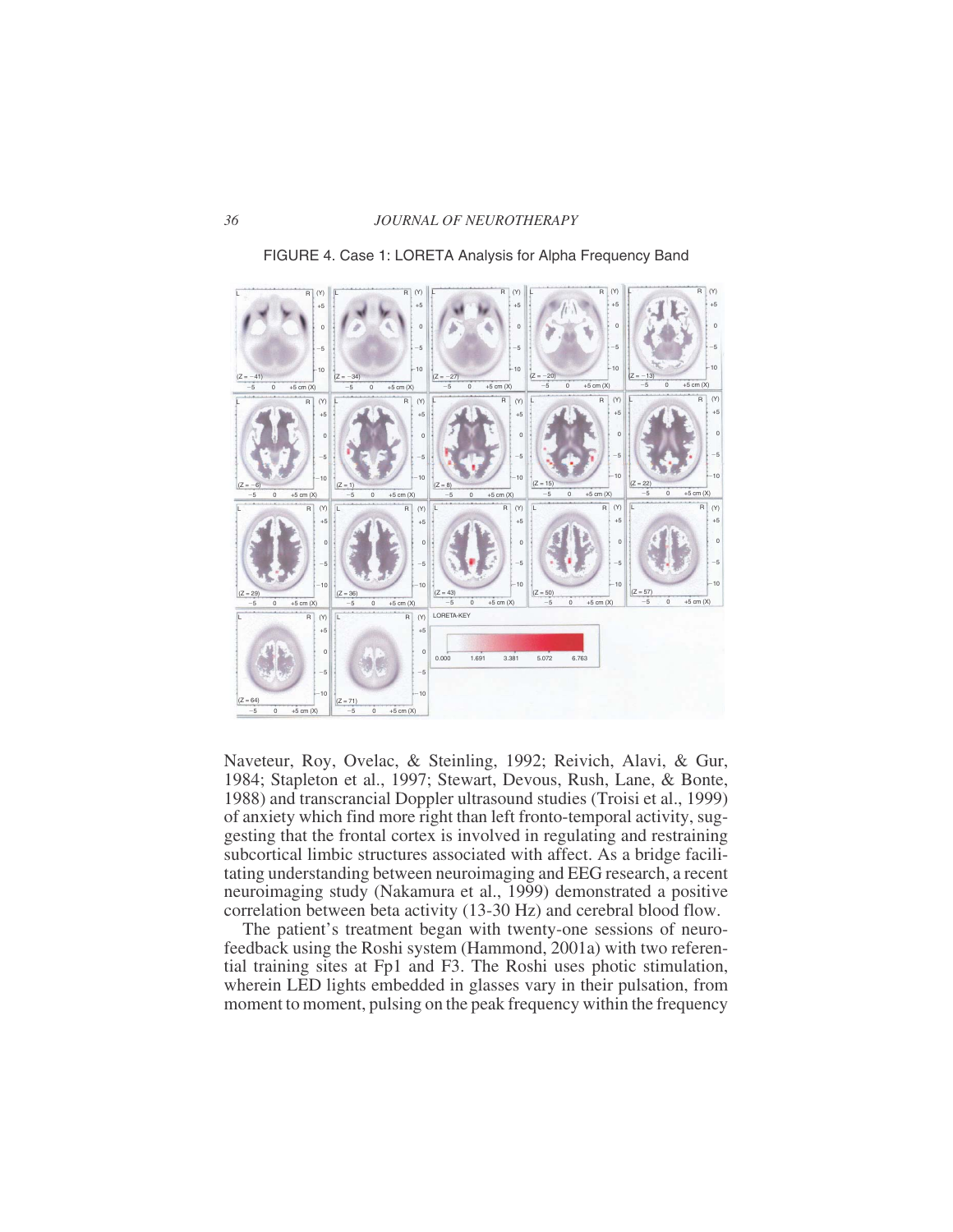FIGURE 4. Case 1: LORETA Analysis for Alpha Frequency Band

(Z = −41)
(Z = −34)
(Z = −27)
(Z = −20)
(Z = −13)
(Z = −6)
(Z = 1)
(Z = 8)
(Z = 15)
(Z = 22)
(Z = 29)
(Z = 36)
(Z = 43)
(Z = 50)
(Z = 57)
(Z = 64)
(Z = 71)

L R (Y)
+5 0 −5 −10
−5 0 +5 cm (X)

LORETA-KEY
0.000 1.691 3.381 5.072 6.763

Naveteur, Roy, Ovelac, & Steinling, 1992; Reivich, Alavi, & Gur, 1984; Stapleton et al., 1997; Stewart, Devous, Rush, Lane, & Bonte, 1988) and transcrancial Doppler ultrasound studies (Troisi et al., 1999) of anxiety which find more right than left fronto-temporal activity, suggesting that the frontal cortex is involved in regulating and restraining subcortical limbic structures associated with affect. As a bridge facilitating understanding between neuroimaging and EEG research, a recent neuroimaging study (Nakamura et al., 1999) demonstrated a positive correlation between beta activity (13-30 Hz) and cerebral blood flow.

The patient's treatment began with twenty-one sessions of neurofeedback using the Roshi system (Hammond, 2001a) with two referential training sites at Fp1 and F3. The Roshi uses photic stimulation, wherein LED lights embedded in glasses vary in their pulsation, from moment to moment, pulsing on the peak frequency within the frequency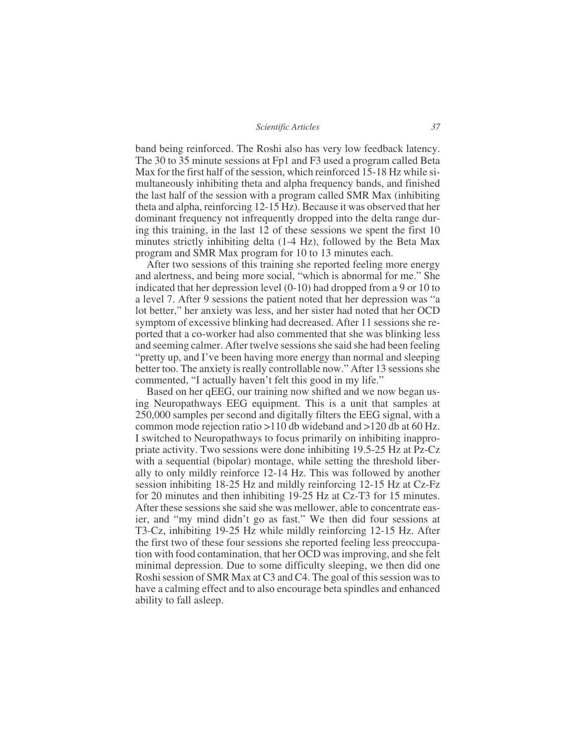band being reinforced. The Roshi also has very low feedback latency. The 30 to 35 minute sessions at Fp1 and F3 used a program called Beta Max for the first half of the session, which reinforced 15-18 Hz while simultaneously inhibiting theta and alpha frequency bands, and finished the last half of the session with a program called SMR Max (inhibiting theta and alpha, reinforcing 12-15 Hz). Because it was observed that her dominant frequency not infrequently dropped into the delta range during this training, in the last 12 of these sessions we spent the first 10 minutes strictly inhibiting delta (1-4 Hz), followed by the Beta Max program and SMR Max program for 10 to 13 minutes each.

After two sessions of this training she reported feeling more energy and alertness, and being more social, "which is abnormal for me." She indicated that her depression level (0-10) had dropped from a 9 or 10 to a level 7. After 9 sessions the patient noted that her depression was "a lot better," her anxiety was less, and her sister had noted that her OCD symptom of excessive blinking had decreased. After 11 sessions she reported that a co-worker had also commented that she was blinking less and seeming calmer. After twelve sessions she said she had been feeling "pretty up, and I've been having more energy than normal and sleeping better too. The anxiety is really controllable now." After 13 sessions she commented, "I actually haven't felt this good in my life."

Based on her qEEG, our training now shifted and we now began using Neuropathways EEG equipment. This is a unit that samples at 250,000 samples per second and digitally filters the EEG signal, with a common mode rejection ratio >110 db wideband and >120 db at 60 Hz. I switched to Neuropathways to focus primarily on inhibiting inappropriate activity. Two sessions were done inhibiting 19.5-25 Hz at Pz-Cz with a sequential (bipolar) montage, while setting the threshold liberally to only mildly reinforce 12-14 Hz. This was followed by another session inhibiting 18-25 Hz and mildly reinforcing 12-15 Hz at Cz-Fz for 20 minutes and then inhibiting 19-25 Hz at Cz-T3 for 15 minutes. After these sessions she said she was mellower, able to concentrate easier, and "my mind didn't go as fast." We then did four sessions at T3-Cz, inhibiting 19-25 Hz while mildly reinforcing 12-15 Hz. After the first two of these four sessions she reported feeling less preoccupation with food contamination, that her OCD was improving, and she felt minimal depression. Due to some difficulty sleeping, we then did one Roshi session of SMR Max at C3 and C4. The goal of this session was to have a calming effect and to also encourage beta spindles and enhanced ability to fall asleep.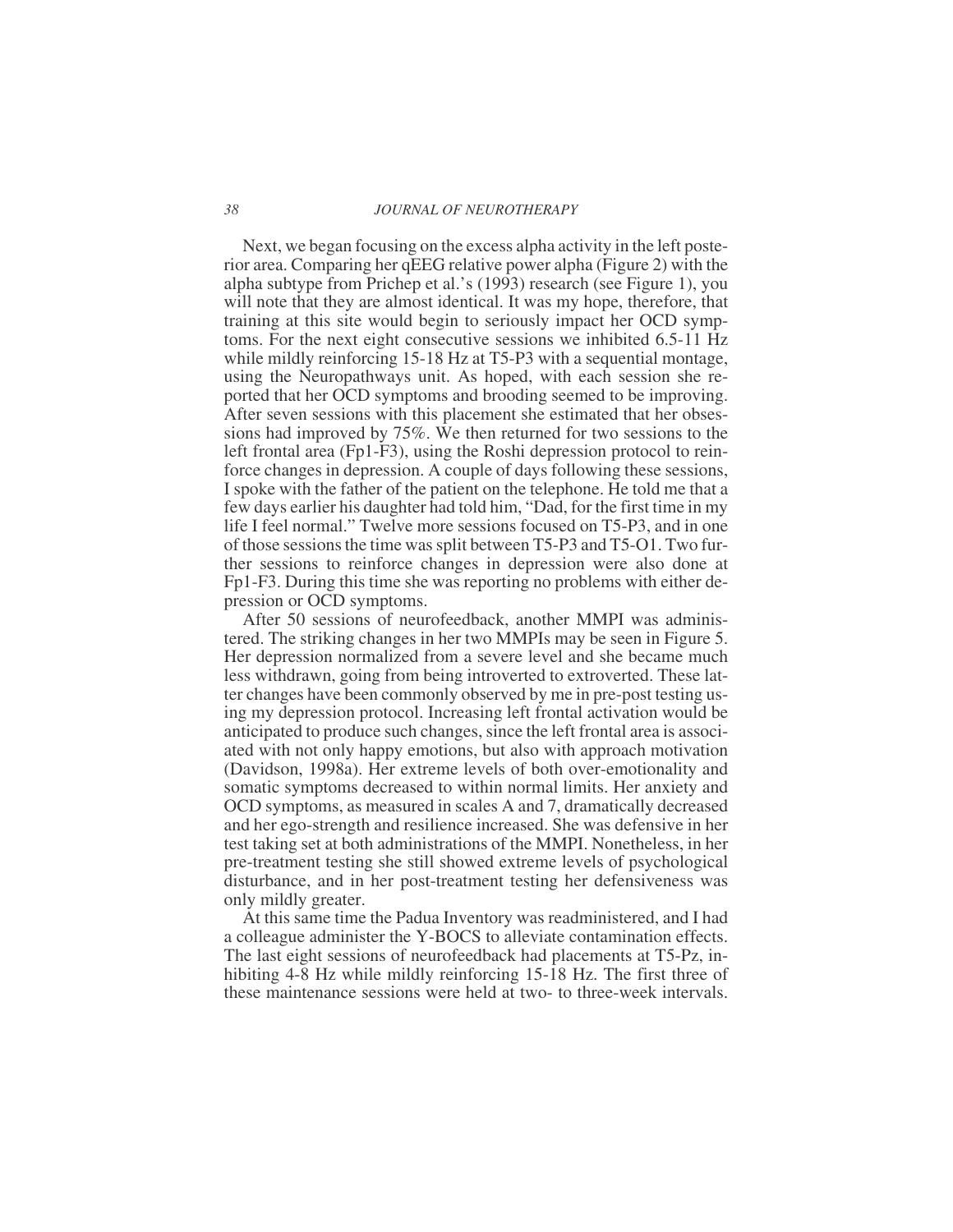Next, we began focusing on the excess alpha activity in the left posterior area. Comparing her qEEG relative power alpha (Figure 2) with the alpha subtype from Prichep et al.'s (1993) research (see Figure 1), you will note that they are almost identical. It was my hope, therefore, that training at this site would begin to seriously impact her OCD symptoms. For the next eight consecutive sessions we inhibited 6.5-11 Hz while mildly reinforcing 15-18 Hz at T5-P3 with a sequential montage, using the Neuropathways unit. As hoped, with each session she reported that her OCD symptoms and brooding seemed to be improving. After seven sessions with this placement she estimated that her obsessions had improved by 75%. We then returned for two sessions to the left frontal area (Fp1-F3), using the Roshi depression protocol to reinforce changes in depression. A couple of days following these sessions, I spoke with the father of the patient on the telephone. He told me that a few days earlier his daughter had told him, "Dad, for the first time in my life I feel normal." Twelve more sessions focused on T5-P3, and in one of those sessions the time was split between T5-P3 and T5-O1. Two further sessions to reinforce changes in depression were also done at Fp1-F3. During this time she was reporting no problems with either depression or OCD symptoms.

After 50 sessions of neurofeedback, another MMPI was administered. The striking changes in her two MMPIs may be seen in Figure 5. Her depression normalized from a severe level and she became much less withdrawn, going from being introverted to extroverted. These latter changes have been commonly observed by me in pre-post testing using my depression protocol. Increasing left frontal activation would be anticipated to produce such changes, since the left frontal area is associated with not only happy emotions, but also with approach motivation (Davidson, 1998a). Her extreme levels of both over-emotionality and somatic symptoms decreased to within normal limits. Her anxiety and OCD symptoms, as measured in scales A and 7, dramatically decreased and her ego-strength and resilience increased. She was defensive in her test taking set at both administrations of the MMPI. Nonetheless, in her pre-treatment testing she still showed extreme levels of psychological disturbance, and in her post-treatment testing her defensiveness was only mildly greater.

At this same time the Padua Inventory was readministered, and I had a colleague administer the Y-BOCS to alleviate contamination effects. The last eight sessions of neurofeedback had placements at T5-Pz, inhibiting 4-8 Hz while mildly reinforcing 15-18 Hz. The first three of these maintenance sessions were held at two- to three-week intervals.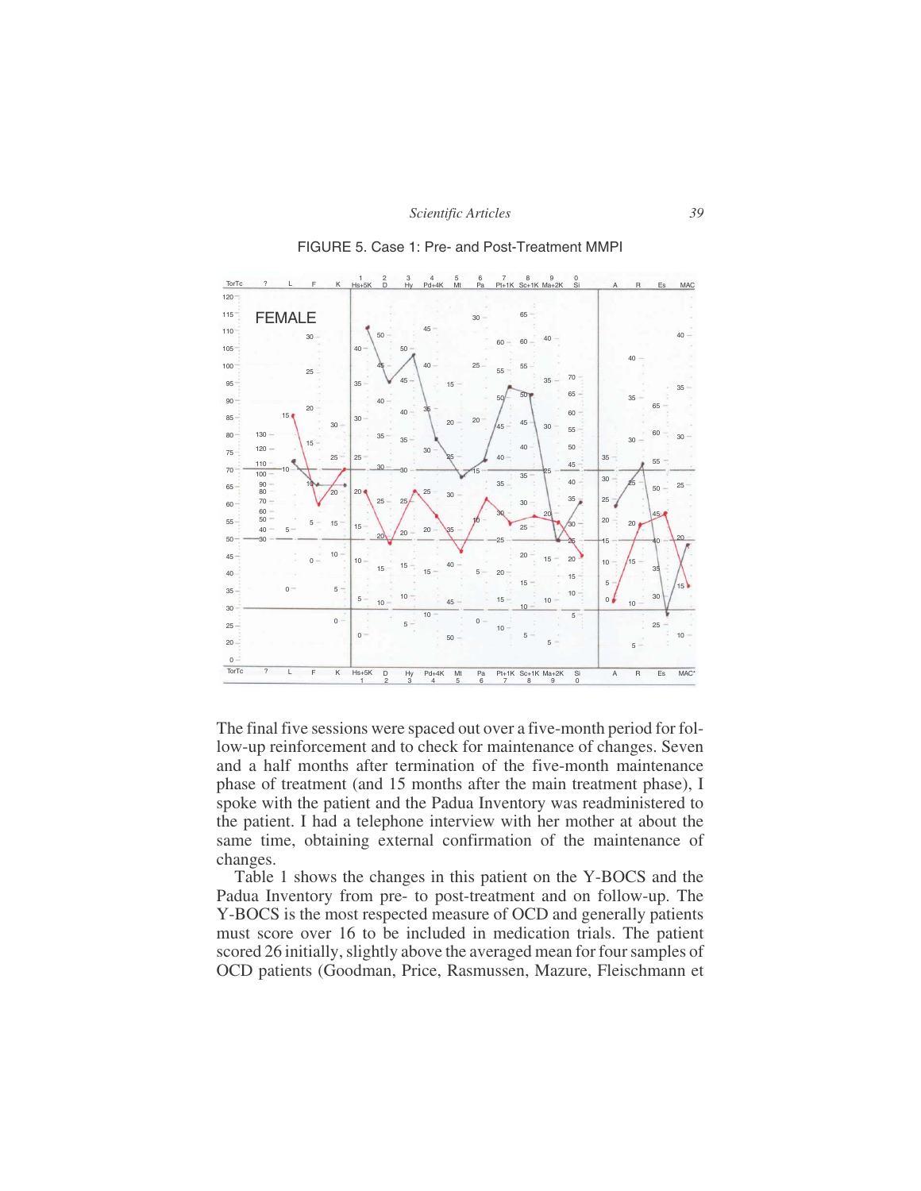FIGURE 5. Case 1: Pre- and Post-Treatment MMPI

FEMALE

TorTc ? L F K Hs+5K D Hy Pd+4K Mt Pa Pt+1K Sc+1K Ma+2K Si A R Es MAC

The final five sessions were spaced out over a five-month period for follow-up reinforcement and to check for maintenance of changes. Seven and a half months after termination of the five-month maintenance phase of treatment (and 15 months after the main treatment phase), I spoke with the patient and the Padua Inventory was readministered to the patient. I had a telephone interview with her mother at about the same time, obtaining external confirmation of the maintenance of changes.

Table 1 shows the changes in this patient on the Y-BOCS and the Padua Inventory from pre- to post-treatment and on follow-up. The Y-BOCS is the most respected measure of OCD and generally patients must score over 16 to be included in medication trials. The patient scored 26 initially, slightly above the averaged mean for four samples of OCD patients (Goodman, Price, Rasmussen, Mazure, Fleischmann et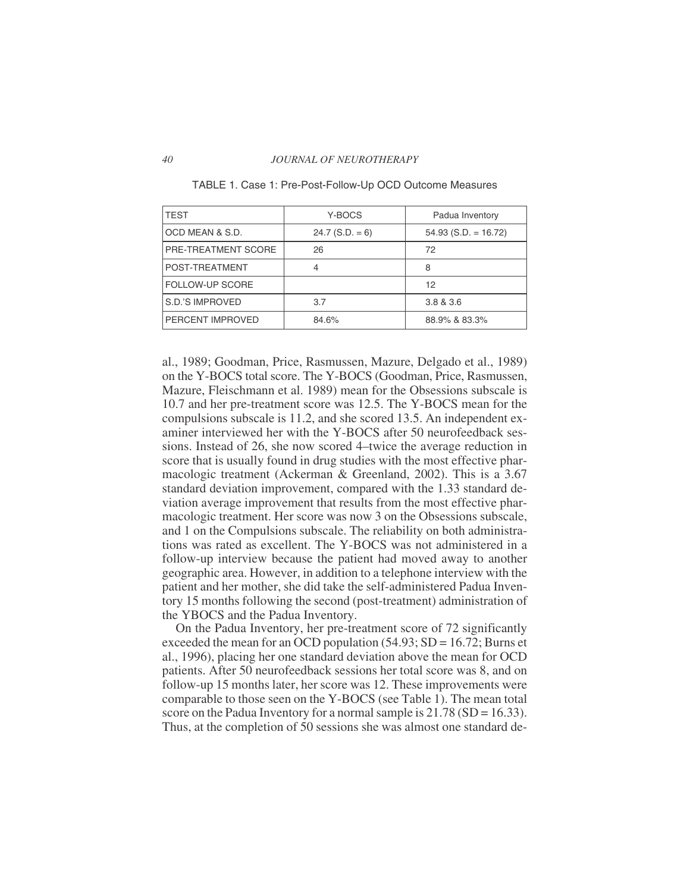TABLE 1. Case 1: Pre-Post-Follow-Up OCD Outcome Measures

| TEST | Y-BOCS | Padua Inventory |
|---|---|---|
| OCD MEAN & S.D. | 24.7 (S.D. = 6) | 54.93 (S.D. = 16.72) |
| PRE-TREATMENT SCORE | 26 | 72 |
| POST-TREATMENT | 4 | 8 |
| FOLLOW-UP SCORE | | 12 |
| S.D.'S IMPROVED | 3.7 | 3.8 & 3.6 |
| PERCENT IMPROVED | 84.6% | 88.9% & 83.3% |

al., 1989; Goodman, Price, Rasmussen, Mazure, Delgado et al., 1989) on the Y-BOCS total score. The Y-BOCS (Goodman, Price, Rasmussen, Mazure, Fleischmann et al. 1989) mean for the Obsessions subscale is 10.7 and her pre-treatment score was 12.5. The Y-BOCS mean for the compulsions subscale is 11.2, and she scored 13.5. An independent examiner interviewed her with the Y-BOCS after 50 neurofeedback sessions. Instead of 26, she now scored 4–twice the average reduction in score that is usually found in drug studies with the most effective pharmacologic treatment (Ackerman & Greenland, 2002). This is a 3.67 standard deviation improvement, compared with the 1.33 standard deviation average improvement that results from the most effective pharmacologic treatment. Her score was now 3 on the Obsessions subscale, and 1 on the Compulsions subscale. The reliability on both administrations was rated as excellent. The Y-BOCS was not administered in a follow-up interview because the patient had moved away to another geographic area. However, in addition to a telephone interview with the patient and her mother, she did take the self-administered Padua Inventory 15 months following the second (post-treatment) administration of the YBOCS and the Padua Inventory.

On the Padua Inventory, her pre-treatment score of 72 significantly exceeded the mean for an OCD population (54.93; SD = 16.72; Burns et al., 1996), placing her one standard deviation above the mean for OCD patients. After 50 neurofeedback sessions her total score was 8, and on follow-up 15 months later, her score was 12. These improvements were comparable to those seen on the Y-BOCS (see Table 1). The mean total score on the Padua Inventory for a normal sample is 21.78 (SD = 16.33). Thus, at the completion of 50 sessions she was almost one standard de-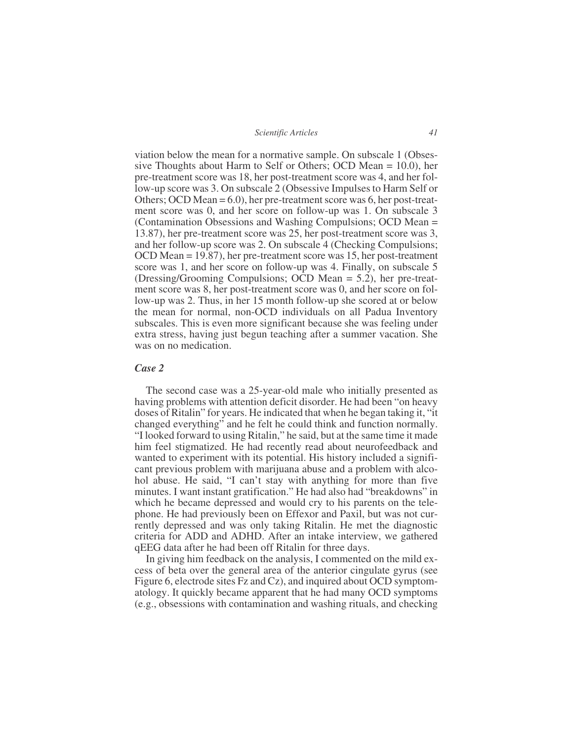viation below the mean for a normative sample. On subscale 1 (Obsessive Thoughts about Harm to Self or Others; OCD Mean = 10.0), her pre-treatment score was 18, her post-treatment score was 4, and her follow-up score was 3. On subscale 2 (Obsessive Impulses to Harm Self or Others; OCD Mean = 6.0), her pre-treatment score was 6, her post-treatment score was 0, and her score on follow-up was 1. On subscale 3 (Contamination Obsessions and Washing Compulsions; OCD Mean = 13.87), her pre-treatment score was 25, her post-treatment score was 3, and her follow-up score was 2. On subscale 4 (Checking Compulsions; OCD Mean = 19.87), her pre-treatment score was 15, her post-treatment score was 1, and her score on follow-up was 4. Finally, on subscale 5 (Dressing/Grooming Compulsions; OCD Mean = 5.2), her pre-treatment score was 8, her post-treatment score was 0, and her score on follow-up was 2. Thus, in her 15 month follow-up she scored at or below the mean for normal, non-OCD individuals on all Padua Inventory subscales. This is even more significant because she was feeling under extra stress, having just begun teaching after a summer vacation. She was on no medication.

### *Case 2*

The second case was a 25-year-old male who initially presented as having problems with attention deficit disorder. He had been "on heavy doses of Ritalin" for years. He indicated that when he began taking it, "it changed everything" and he felt he could think and function normally. "I looked forward to using Ritalin," he said, but at the same time it made him feel stigmatized. He had recently read about neurofeedback and wanted to experiment with its potential. His history included a significant previous problem with marijuana abuse and a problem with alcohol abuse. He said, "I can't stay with anything for more than five minutes. I want instant gratification." He had also had "breakdowns" in which he became depressed and would cry to his parents on the telephone. He had previously been on Effexor and Paxil, but was not currently depressed and was only taking Ritalin. He met the diagnostic criteria for ADD and ADHD. After an intake interview, we gathered qEEG data after he had been off Ritalin for three days.

In giving him feedback on the analysis, I commented on the mild excess of beta over the general area of the anterior cingulate gyrus (see Figure 6, electrode sites Fz and Cz), and inquired about OCD symptomatology. It quickly became apparent that he had many OCD symptoms (e.g., obsessions with contamination and washing rituals, and checking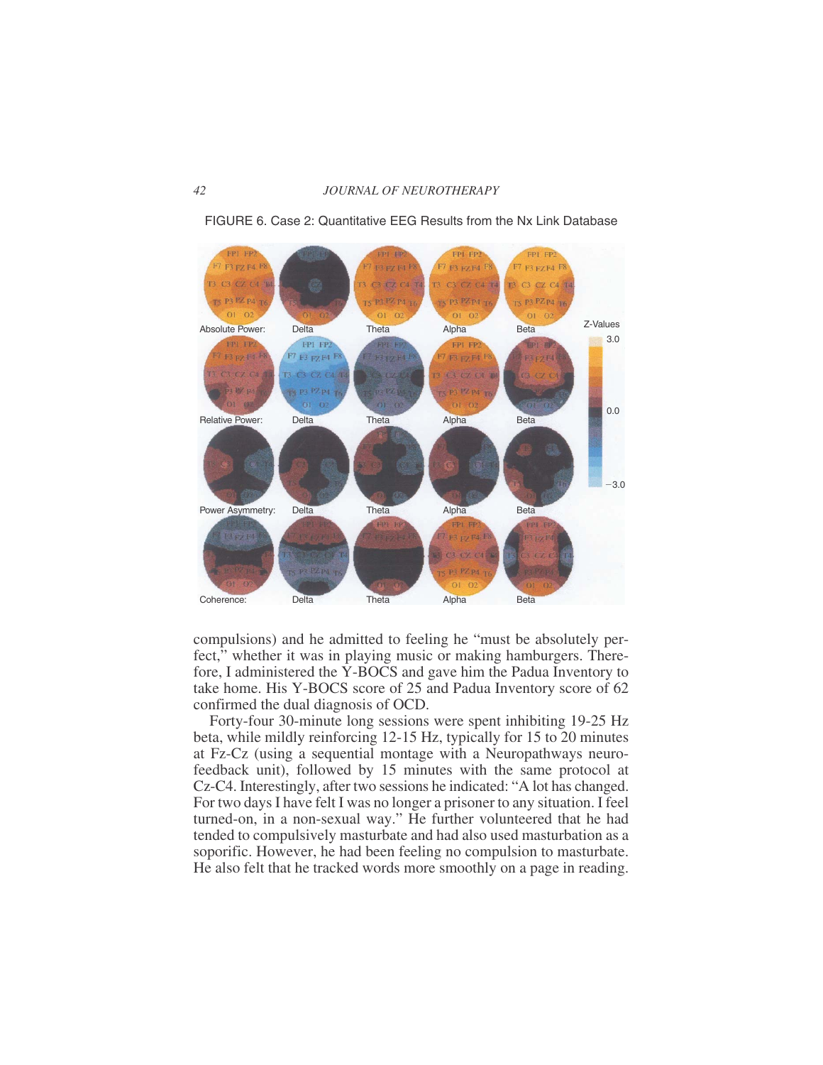FIGURE 6. Case 2: Quantitative EEG Results from the Nx Link Database

Absolute Power: Delta Theta Alpha Beta

Relative Power: Delta Theta Alpha Beta

Power Asymmetry: Delta Theta Alpha Beta

Coherence: Delta Theta Alpha Beta

Z-Values

3.0

0.0

−3.0

compulsions) and he admitted to feeling he "must be absolutely perfect," whether it was in playing music or making hamburgers. Therefore, I administered the Y-BOCS and gave him the Padua Inventory to take home. His Y-BOCS score of 25 and Padua Inventory score of 62 confirmed the dual diagnosis of OCD.

Forty-four 30-minute long sessions were spent inhibiting 19-25 Hz beta, while mildly reinforcing 12-15 Hz, typically for 15 to 20 minutes at Fz-Cz (using a sequential montage with a Neuropathways neurofeedback unit), followed by 15 minutes with the same protocol at Cz-C4. Interestingly, after two sessions he indicated: "A lot has changed. For two days I have felt I was no longer a prisoner to any situation. I feel turned-on, in a non-sexual way." He further volunteered that he had tended to compulsively masturbate and had also used masturbation as a soporific. However, he had been feeling no compulsion to masturbate. He also felt that he tracked words more smoothly on a page in reading.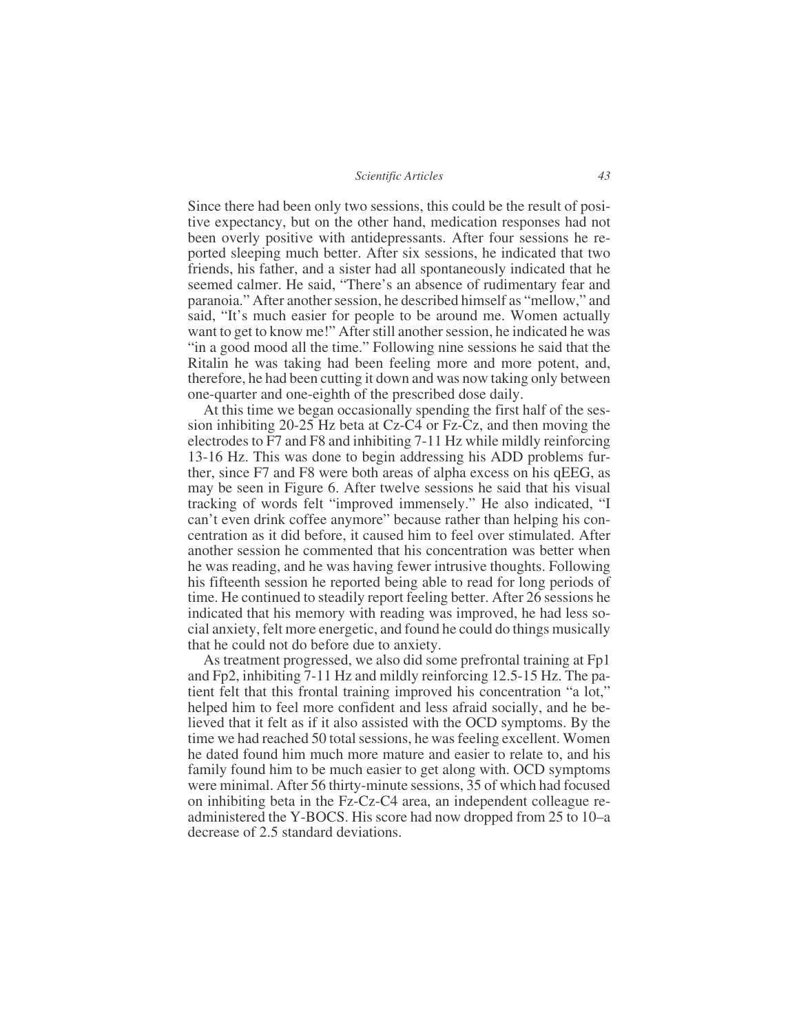Since there had been only two sessions, this could be the result of positive expectancy, but on the other hand, medication responses had not been overly positive with antidepressants. After four sessions he reported sleeping much better. After six sessions, he indicated that two friends, his father, and a sister had all spontaneously indicated that he seemed calmer. He said, "There's an absence of rudimentary fear and paranoia." After another session, he described himself as "mellow," and said, "It's much easier for people to be around me. Women actually want to get to know me!" After still another session, he indicated he was "in a good mood all the time." Following nine sessions he said that the Ritalin he was taking had been feeling more and more potent, and, therefore, he had been cutting it down and was now taking only between one-quarter and one-eighth of the prescribed dose daily.

At this time we began occasionally spending the first half of the session inhibiting 20-25 Hz beta at Cz-C4 or Fz-Cz, and then moving the electrodes to F7 and F8 and inhibiting 7-11 Hz while mildly reinforcing 13-16 Hz. This was done to begin addressing his ADD problems further, since F7 and F8 were both areas of alpha excess on his qEEG, as may be seen in Figure 6. After twelve sessions he said that his visual tracking of words felt "improved immensely." He also indicated, "I can't even drink coffee anymore" because rather than helping his concentration as it did before, it caused him to feel over stimulated. After another session he commented that his concentration was better when he was reading, and he was having fewer intrusive thoughts. Following his fifteenth session he reported being able to read for long periods of time. He continued to steadily report feeling better. After 26 sessions he indicated that his memory with reading was improved, he had less social anxiety, felt more energetic, and found he could do things musically that he could not do before due to anxiety.

As treatment progressed, we also did some prefrontal training at Fp1 and Fp2, inhibiting 7-11 Hz and mildly reinforcing 12.5-15 Hz. The patient felt that this frontal training improved his concentration "a lot," helped him to feel more confident and less afraid socially, and he believed that it felt as if it also assisted with the OCD symptoms. By the time we had reached 50 total sessions, he was feeling excellent. Women he dated found him much more mature and easier to relate to, and his family found him to be much easier to get along with. OCD symptoms were minimal. After 56 thirty-minute sessions, 35 of which had focused on inhibiting beta in the Fz-Cz-C4 area, an independent colleague readministered the Y-BOCS. His score had now dropped from 25 to 10–a decrease of 2.5 standard deviations.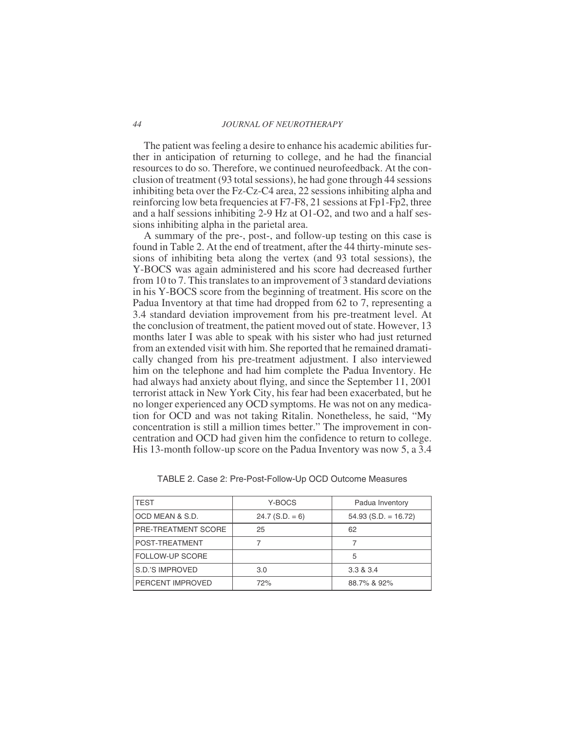The patient was feeling a desire to enhance his academic abilities further in anticipation of returning to college, and he had the financial resources to do so. Therefore, we continued neurofeedback. At the conclusion of treatment (93 total sessions), he had gone through 44 sessions inhibiting beta over the Fz-Cz-C4 area, 22 sessions inhibiting alpha and reinforcing low beta frequencies at F7-F8, 21 sessions at Fp1-Fp2, three and a half sessions inhibiting 2-9 Hz at O1-O2, and two and a half sessions inhibiting alpha in the parietal area.

A summary of the pre-, post-, and follow-up testing on this case is found in Table 2. At the end of treatment, after the 44 thirty-minute sessions of inhibiting beta along the vertex (and 93 total sessions), the Y-BOCS was again administered and his score had decreased further from 10 to 7. This translates to an improvement of 3 standard deviations in his Y-BOCS score from the beginning of treatment. His score on the Padua Inventory at that time had dropped from 62 to 7, representing a 3.4 standard deviation improvement from his pre-treatment level. At the conclusion of treatment, the patient moved out of state. However, 13 months later I was able to speak with his sister who had just returned from an extended visit with him. She reported that he remained dramatically changed from his pre-treatment adjustment. I also interviewed him on the telephone and had him complete the Padua Inventory. He had always had anxiety about flying, and since the September 11, 2001 terrorist attack in New York City, his fear had been exacerbated, but he no longer experienced any OCD symptoms. He was not on any medication for OCD and was not taking Ritalin. Nonetheless, he said, "My concentration is still a million times better." The improvement in concentration and OCD had given him the confidence to return to college. His 13-month follow-up score on the Padua Inventory was now 5, a 3.4

TABLE 2. Case 2: Pre-Post-Follow-Up OCD Outcome Measures

| TEST | Y-BOCS | Padua Inventory |
|---|---|---|
| OCD MEAN & S.D. | 24.7 (S.D. = 6) | 54.93 (S.D. = 16.72) |
| PRE-TREATMENT SCORE | 25 | 62 |
| POST-TREATMENT | 7 | 7 |
| FOLLOW-UP SCORE | | 5 |
| S.D.'S IMPROVED | 3.0 | 3.3 & 3.4 |
| PERCENT IMPROVED | 72% | 88.7% & 92% |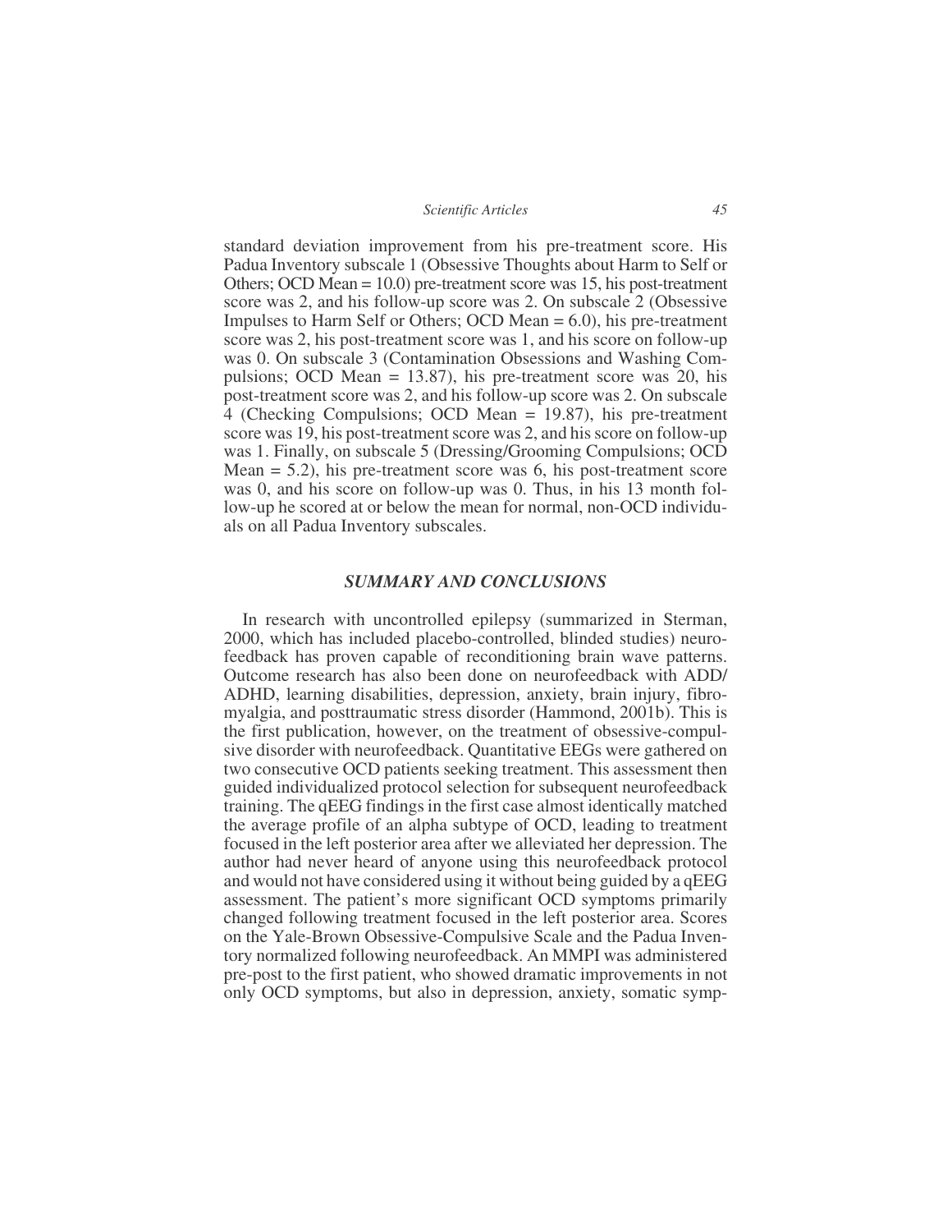standard deviation improvement from his pre-treatment score. His Padua Inventory subscale 1 (Obsessive Thoughts about Harm to Self or Others; OCD Mean = 10.0) pre-treatment score was 15, his post-treatment score was 2, and his follow-up score was 2. On subscale 2 (Obsessive Impulses to Harm Self or Others; OCD Mean = 6.0), his pre-treatment score was 2, his post-treatment score was 1, and his score on follow-up was 0. On subscale 3 (Contamination Obsessions and Washing Compulsions; OCD Mean = 13.87), his pre-treatment score was 20, his post-treatment score was 2, and his follow-up score was 2. On subscale 4 (Checking Compulsions; OCD Mean = 19.87), his pre-treatment score was 19, his post-treatment score was 2, and his score on follow-up was 1. Finally, on subscale 5 (Dressing/Grooming Compulsions; OCD Mean = 5.2), his pre-treatment score was 6, his post-treatment score was 0, and his score on follow-up was 0. Thus, in his 13 month follow-up he scored at or below the mean for normal, non-OCD individuals on all Padua Inventory subscales.

## *SUMMARY AND CONCLUSIONS*

In research with uncontrolled epilepsy (summarized in Sterman, 2000, which has included placebo-controlled, blinded studies) neurofeedback has proven capable of reconditioning brain wave patterns. Outcome research has also been done on neurofeedback with ADD/ADHD, learning disabilities, depression, anxiety, brain injury, fibromyalgia, and posttraumatic stress disorder (Hammond, 2001b). This is the first publication, however, on the treatment of obsessive-compulsive disorder with neurofeedback. Quantitative EEGs were gathered on two consecutive OCD patients seeking treatment. This assessment then guided individualized protocol selection for subsequent neurofeedback training. The qEEG findings in the first case almost identically matched the average profile of an alpha subtype of OCD, leading to treatment focused in the left posterior area after we alleviated her depression. The author had never heard of anyone using this neurofeedback protocol and would not have considered using it without being guided by a qEEG assessment. The patient's more significant OCD symptoms primarily changed following treatment focused in the left posterior area. Scores on the Yale-Brown Obsessive-Compulsive Scale and the Padua Inventory normalized following neurofeedback. An MMPI was administered pre-post to the first patient, who showed dramatic improvements in not only OCD symptoms, but also in depression, anxiety, somatic symp-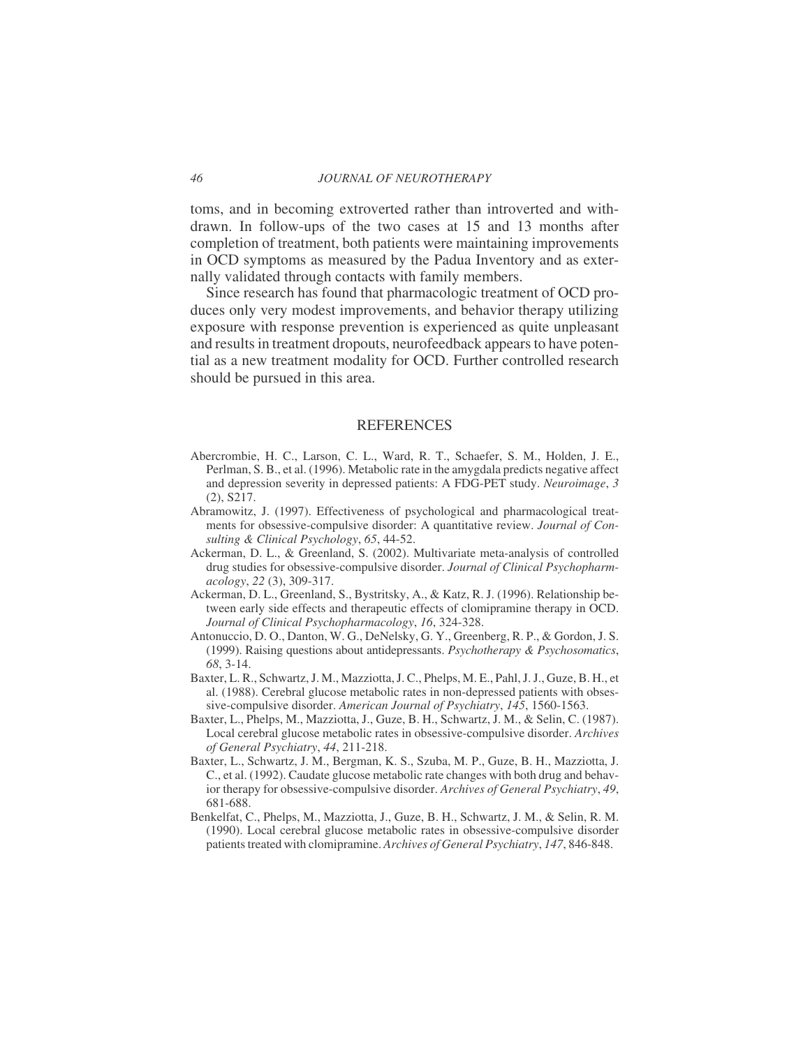toms, and in becoming extroverted rather than introverted and withdrawn. In follow-ups of the two cases at 15 and 13 months after completion of treatment, both patients were maintaining improvements in OCD symptoms as measured by the Padua Inventory and as externally validated through contacts with family members.

Since research has found that pharmacologic treatment of OCD produces only very modest improvements, and behavior therapy utilizing exposure with response prevention is experienced as quite unpleasant and results in treatment dropouts, neurofeedback appears to have potential as a new treatment modality for OCD. Further controlled research should be pursued in this area.

## REFERENCES

Abercrombie, H. C., Larson, C. L., Ward, R. T., Schaefer, S. M., Holden, J. E., Perlman, S. B., et al. (1996). Metabolic rate in the amygdala predicts negative affect and depression severity in depressed patients: A FDG-PET study. *Neuroimage*, *3* (2), S217.

Abramowitz, J. (1997). Effectiveness of psychological and pharmacological treatments for obsessive-compulsive disorder: A quantitative review. *Journal of Consulting & Clinical Psychology*, *65*, 44-52.

Ackerman, D. L., & Greenland, S. (2002). Multivariate meta-analysis of controlled drug studies for obsessive-compulsive disorder. *Journal of Clinical Psychopharmacology*, *22* (3), 309-317.

Ackerman, D. L., Greenland, S., Bystritsky, A., & Katz, R. J. (1996). Relationship between early side effects and therapeutic effects of clomipramine therapy in OCD. *Journal of Clinical Psychopharmacology*, *16*, 324-328.

Antonuccio, D. O., Danton, W. G., DeNelsky, G. Y., Greenberg, R. P., & Gordon, J. S. (1999). Raising questions about antidepressants. *Psychotherapy & Psychosomatics*, *68*, 3-14.

Baxter, L. R., Schwartz, J. M., Mazziotta, J. C., Phelps, M. E., Pahl, J. J., Guze, B. H., et al. (1988). Cerebral glucose metabolic rates in non-depressed patients with obsessive-compulsive disorder. *American Journal of Psychiatry*, *145*, 1560-1563.

Baxter, L., Phelps, M., Mazziotta, J., Guze, B. H., Schwartz, J. M., & Selin, C. (1987). Local cerebral glucose metabolic rates in obsessive-compulsive disorder. *Archives of General Psychiatry*, *44*, 211-218.

Baxter, L., Schwartz, J. M., Bergman, K. S., Szuba, M. P., Guze, B. H., Mazziotta, J. C., et al. (1992). Caudate glucose metabolic rate changes with both drug and behavior therapy for obsessive-compulsive disorder. *Archives of General Psychiatry*, *49*, 681-688.

Benkelfat, C., Phelps, M., Mazziotta, J., Guze, B. H., Schwartz, J. M., & Selin, R. M. (1990). Local cerebral glucose metabolic rates in obsessive-compulsive disorder patients treated with clomipramine. *Archives of General Psychiatry*, *147*, 846-848.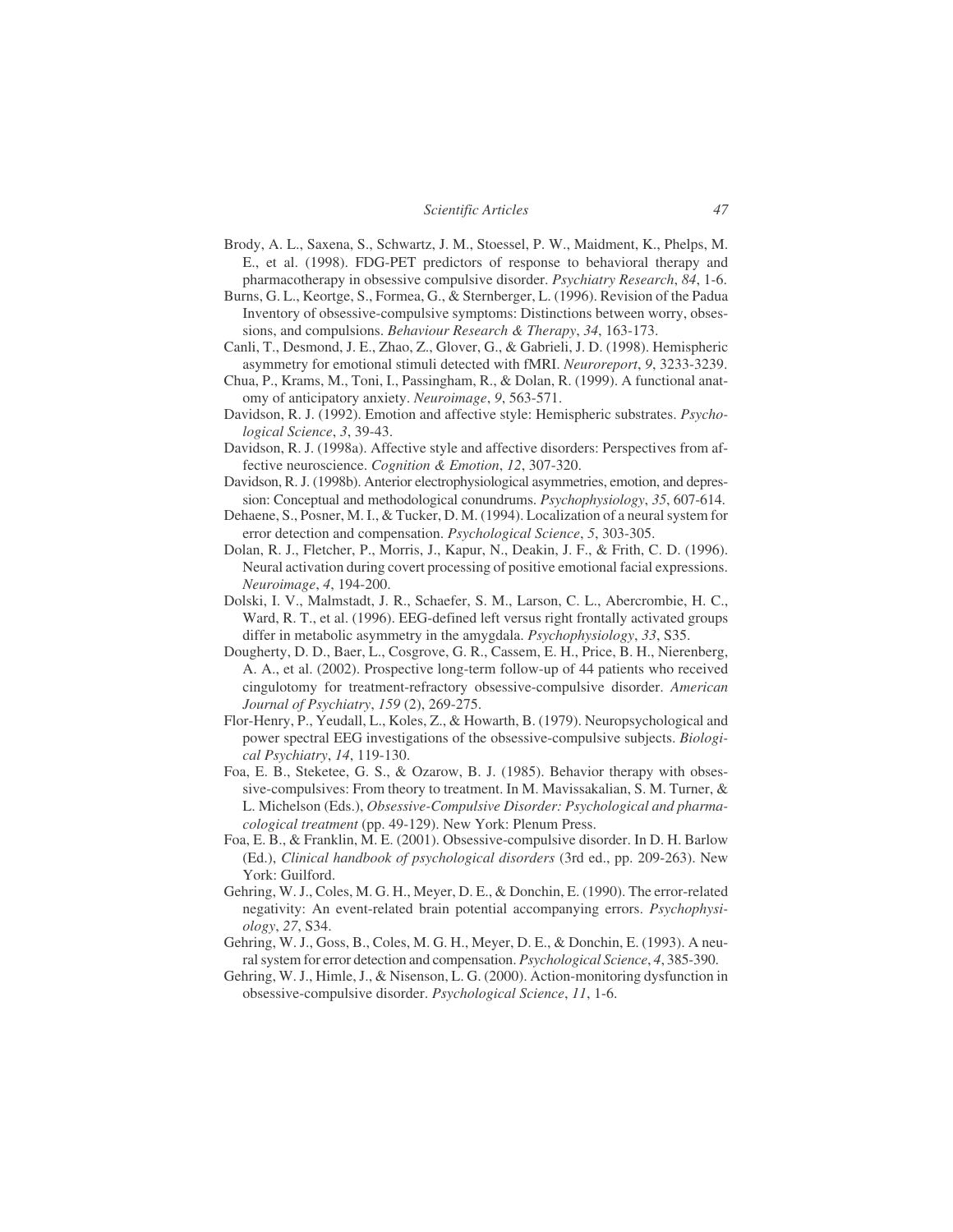Brody, A. L., Saxena, S., Schwartz, J. M., Stoessel, P. W., Maidment, K., Phelps, M. E., et al. (1998). FDG-PET predictors of response to behavioral therapy and pharmacotherapy in obsessive compulsive disorder. *Psychiatry Research*, *84*, 1-6.

Burns, G. L., Keortge, S., Formea, G., & Sternberger, L. (1996). Revision of the Padua Inventory of obsessive-compulsive symptoms: Distinctions between worry, obsessions, and compulsions. *Behaviour Research & Therapy*, *34*, 163-173.

Canli, T., Desmond, J. E., Zhao, Z., Glover, G., & Gabrieli, J. D. (1998). Hemispheric asymmetry for emotional stimuli detected with fMRI. *Neuroreport*, *9*, 3233-3239.

Chua, P., Krams, M., Toni, I., Passingham, R., & Dolan, R. (1999). A functional anatomy of anticipatory anxiety. *Neuroimage*, *9*, 563-571.

Davidson, R. J. (1992). Emotion and affective style: Hemispheric substrates. *Psychological Science*, *3*, 39-43.

Davidson, R. J. (1998a). Affective style and affective disorders: Perspectives from affective neuroscience. *Cognition & Emotion*, *12*, 307-320.

Davidson, R. J. (1998b). Anterior electrophysiological asymmetries, emotion, and depression: Conceptual and methodological conundrums. *Psychophysiology*, *35*, 607-614.

Dehaene, S., Posner, M. I., & Tucker, D. M. (1994). Localization of a neural system for error detection and compensation. *Psychological Science*, *5*, 303-305.

Dolan, R. J., Fletcher, P., Morris, J., Kapur, N., Deakin, J. F., & Frith, C. D. (1996). Neural activation during covert processing of positive emotional facial expressions. *Neuroimage*, *4*, 194-200.

Dolski, I. V., Malmstadt, J. R., Schaefer, S. M., Larson, C. L., Abercrombie, H. C., Ward, R. T., et al. (1996). EEG-defined left versus right frontally activated groups differ in metabolic asymmetry in the amygdala. *Psychophysiology*, *33*, S35.

Dougherty, D. D., Baer, L., Cosgrove, G. R., Cassem, E. H., Price, B. H., Nierenberg, A. A., et al. (2002). Prospective long-term follow-up of 44 patients who received cingulotomy for treatment-refractory obsessive-compulsive disorder. *American Journal of Psychiatry*, *159* (2), 269-275.

Flor-Henry, P., Yeudall, L., Koles, Z., & Howarth, B. (1979). Neuropsychological and power spectral EEG investigations of the obsessive-compulsive subjects. *Biological Psychiatry*, *14*, 119-130.

Foa, E. B., Steketee, G. S., & Ozarow, B. J. (1985). Behavior therapy with obsessive-compulsives: From theory to treatment. In M. Mavissakalian, S. M. Turner, & L. Michelson (Eds.), *Obsessive-Compulsive Disorder: Psychological and pharmacological treatment* (pp. 49-129). New York: Plenum Press.

Foa, E. B., & Franklin, M. E. (2001). Obsessive-compulsive disorder. In D. H. Barlow (Ed.), *Clinical handbook of psychological disorders* (3rd ed., pp. 209-263). New York: Guilford.

Gehring, W. J., Coles, M. G. H., Meyer, D. E., & Donchin, E. (1990). The error-related negativity: An event-related brain potential accompanying errors. *Psychophysiology*, *27*, S34.

Gehring, W. J., Goss, B., Coles, M. G. H., Meyer, D. E., & Donchin, E. (1993). A neural system for error detection and compensation. *Psychological Science*, *4*, 385-390.

Gehring, W. J., Himle, J., & Nisenson, L. G. (2000). Action-monitoring dysfunction in obsessive-compulsive disorder. *Psychological Science*, *11*, 1-6.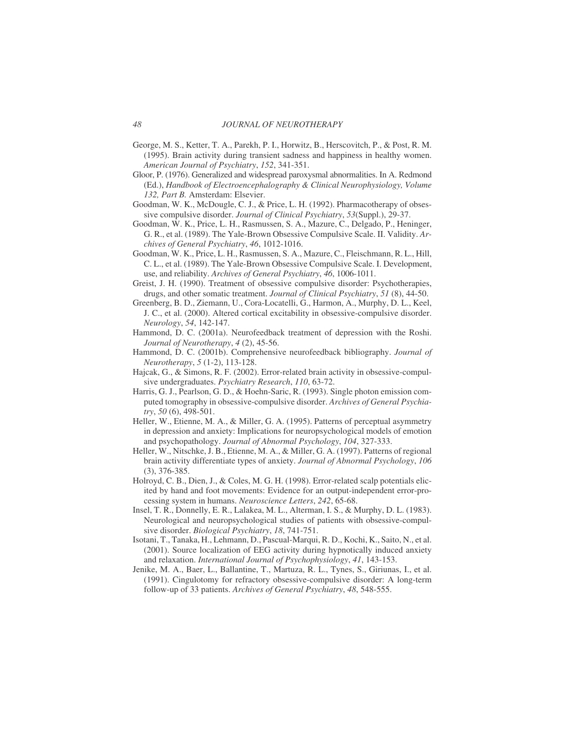George, M. S., Ketter, T. A., Parekh, P. I., Horwitz, B., Herscovitch, P., & Post, R. M. (1995). Brain activity during transient sadness and happiness in healthy women. *American Journal of Psychiatry*, *152*, 341-351.

Gloor, P. (1976). Generalized and widespread paroxysmal abnormalities. In A. Redmond (Ed.), *Handbook of Electroencephalography & Clinical Neurophysiology, Volume 132, Part B.* Amsterdam: Elsevier.

Goodman, W. K., McDougle, C. J., & Price, L. H. (1992). Pharmacotherapy of obsessive compulsive disorder. *Journal of Clinical Psychiatry*, *53*(Suppl.), 29-37.

Goodman, W. K., Price, L. H., Rasmussen, S. A., Mazure, C., Delgado, P., Heninger, G. R., et al. (1989). The Yale-Brown Obsessive Compulsive Scale. II. Validity. *Archives of General Psychiatry*, *46*, 1012-1016.

Goodman, W. K., Price, L. H., Rasmussen, S. A., Mazure, C., Fleischmann, R. L., Hill, C. L., et al. (1989). The Yale-Brown Obsessive Compulsive Scale. I. Development, use, and reliability. *Archives of General Psychiatry*, *46*, 1006-1011.

Greist, J. H. (1990). Treatment of obsessive compulsive disorder: Psychotherapies, drugs, and other somatic treatment. *Journal of Clinical Psychiatry*, *51* (8), 44-50.

Greenberg, B. D., Ziemann, U., Cora-Locatelli, G., Harmon, A., Murphy, D. L., Keel, J. C., et al. (2000). Altered cortical excitability in obsessive-compulsive disorder. *Neurology*, *54*, 142-147.

Hammond, D. C. (2001a). Neurofeedback treatment of depression with the Roshi. *Journal of Neurotherapy*, *4* (2), 45-56.

Hammond, D. C. (2001b). Comprehensive neurofeedback bibliography. *Journal of Neurotherapy*, *5* (1-2), 113-128.

Hajcak, G., & Simons, R. F. (2002). Error-related brain activity in obsessive-compulsive undergraduates. *Psychiatry Research*, *110*, 63-72.

Harris, G. J., Pearlson, G. D., & Hoehn-Saric, R. (1993). Single photon emission computed tomography in obsessive-compulsive disorder. *Archives of General Psychiatry*, *50* (6), 498-501.

Heller, W., Etienne, M. A., & Miller, G. A. (1995). Patterns of perceptual asymmetry in depression and anxiety: Implications for neuropsychological models of emotion and psychopathology. *Journal of Abnormal Psychology*, *104*, 327-333.

Heller, W., Nitschke, J. B., Etienne, M. A., & Miller, G. A. (1997). Patterns of regional brain activity differentiate types of anxiety. *Journal of Abnormal Psychology*, *106* (3), 376-385.

Holroyd, C. B., Dien, J., & Coles, M. G. H. (1998). Error-related scalp potentials elicited by hand and foot movements: Evidence for an output-independent error-processing system in humans. *Neuroscience Letters*, *242*, 65-68.

Insel, T. R., Donnelly, E. R., Lalakea, M. L., Alterman, I. S., & Murphy, D. L. (1983). Neurological and neuropsychological studies of patients with obsessive-compulsive disorder. *Biological Psychiatry*, *18*, 741-751.

Isotani, T., Tanaka, H., Lehmann, D., Pascual-Marqui, R. D., Kochi, K., Saito, N., et al. (2001). Source localization of EEG activity during hypnotically induced anxiety and relaxation. *International Journal of Psychophysiology*, *41*, 143-153.

Jenike, M. A., Baer, L., Ballantine, T., Martuza, R. L., Tynes, S., Giriunas, I., et al. (1991). Cingulotomy for refractory obsessive-compulsive disorder: A long-term follow-up of 33 patients. *Archives of General Psychiatry*, *48*, 548-555.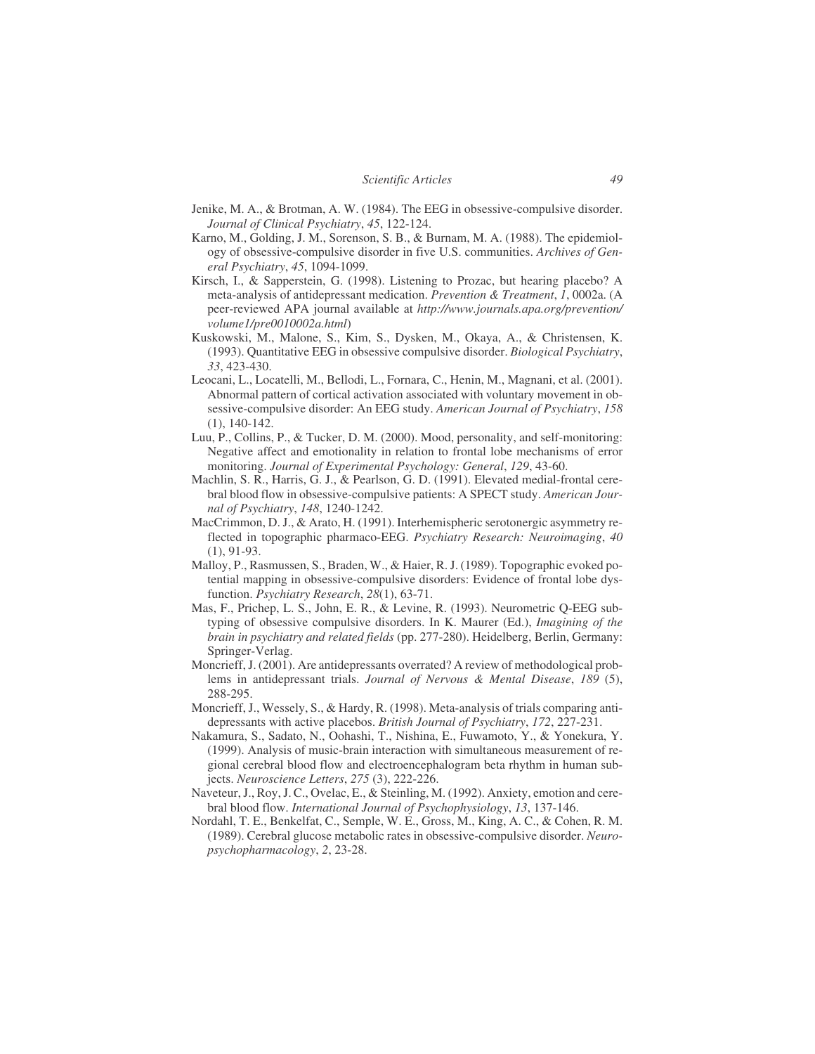Jenike, M. A., & Brotman, A. W. (1984). The EEG in obsessive-compulsive disorder. *Journal of Clinical Psychiatry*, *45*, 122-124.

Karno, M., Golding, J. M., Sorenson, S. B., & Burnam, M. A. (1988). The epidemiology of obsessive-compulsive disorder in five U.S. communities. *Archives of General Psychiatry*, *45*, 1094-1099.

Kirsch, I., & Sapperstein, G. (1998). Listening to Prozac, but hearing placebo? A meta-analysis of antidepressant medication. *Prevention & Treatment*, *1*, 0002a. (A peer-reviewed APA journal available at *http://www.journals.apa.org/prevention/volume1/pre0010002a.html*)

Kuskowski, M., Malone, S., Kim, S., Dysken, M., Okaya, A., & Christensen, K. (1993). Quantitative EEG in obsessive compulsive disorder. *Biological Psychiatry*, *33*, 423-430.

Leocani, L., Locatelli, M., Bellodi, L., Fornara, C., Henin, M., Magnani, et al. (2001). Abnormal pattern of cortical activation associated with voluntary movement in obsessive-compulsive disorder: An EEG study. *American Journal of Psychiatry*, *158* (1), 140-142.

Luu, P., Collins, P., & Tucker, D. M. (2000). Mood, personality, and self-monitoring: Negative affect and emotionality in relation to frontal lobe mechanisms of error monitoring. *Journal of Experimental Psychology: General*, *129*, 43-60.

Machlin, S. R., Harris, G. J., & Pearlson, G. D. (1991). Elevated medial-frontal cerebral blood flow in obsessive-compulsive patients: A SPECT study. *American Journal of Psychiatry*, *148*, 1240-1242.

MacCrimmon, D. J., & Arato, H. (1991). Interhemispheric serotonergic asymmetry reflected in topographic pharmaco-EEG. *Psychiatry Research: Neuroimaging*, *40* (1), 91-93.

Malloy, P., Rasmussen, S., Braden, W., & Haier, R. J. (1989). Topographic evoked potential mapping in obsessive-compulsive disorders: Evidence of frontal lobe dysfunction. *Psychiatry Research*, *28*(1), 63-71.

Mas, F., Prichep, L. S., John, E. R., & Levine, R. (1993). Neurometric Q-EEG subtyping of obsessive compulsive disorders. In K. Maurer (Ed.), *Imagining of the brain in psychiatry and related fields* (pp. 277-280). Heidelberg, Berlin, Germany: Springer-Verlag.

Moncrieff, J. (2001). Are antidepressants overrated? A review of methodological problems in antidepressant trials. *Journal of Nervous & Mental Disease*, *189* (5), 288-295.

Moncrieff, J., Wessely, S., & Hardy, R. (1998). Meta-analysis of trials comparing antidepressants with active placebos. *British Journal of Psychiatry*, *172*, 227-231.

Nakamura, S., Sadato, N., Oohashi, T., Nishina, E., Fuwamoto, Y., & Yonekura, Y. (1999). Analysis of music-brain interaction with simultaneous measurement of regional cerebral blood flow and electroencephalogram beta rhythm in human subjects. *Neuroscience Letters*, *275* (3), 222-226.

Naveteur, J., Roy, J. C., Ovelac, E., & Steinling, M. (1992). Anxiety, emotion and cerebral blood flow. *International Journal of Psychophysiology*, *13*, 137-146.

Nordahl, T. E., Benkelfat, C., Semple, W. E., Gross, M., King, A. C., & Cohen, R. M. (1989). Cerebral glucose metabolic rates in obsessive-compulsive disorder. *Neuropsychopharmacology*, *2*, 23-28.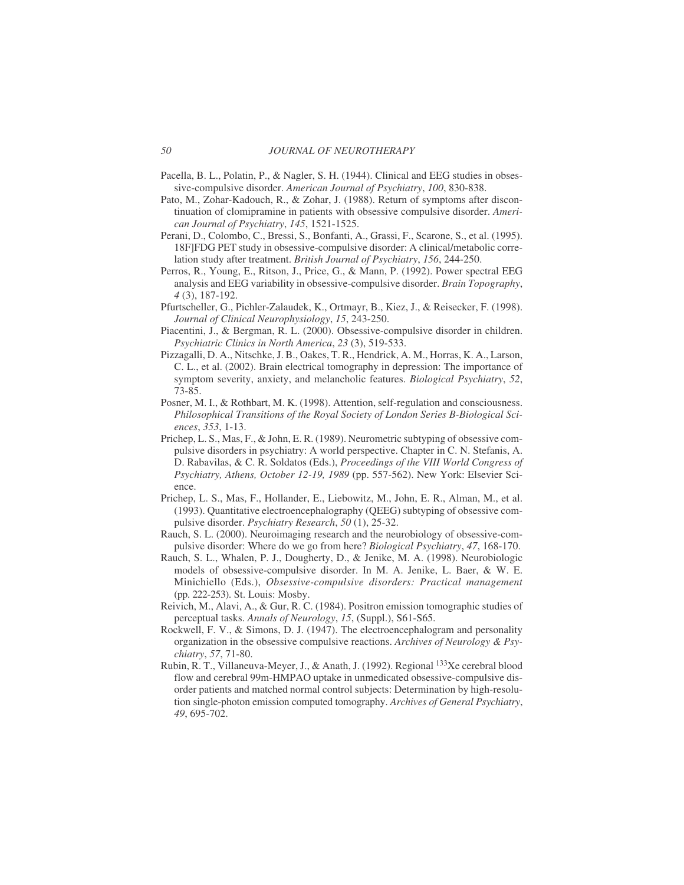Pacella, B. L., Polatin, P., & Nagler, S. H. (1944). Clinical and EEG studies in obsessive-compulsive disorder. *American Journal of Psychiatry*, *100*, 830-838.

Pato, M., Zohar-Kadouch, R., & Zohar, J. (1988). Return of symptoms after discontinuation of clomipramine in patients with obsessive compulsive disorder. *American Journal of Psychiatry*, *145*, 1521-1525.

Perani, D., Colombo, C., Bressi, S., Bonfanti, A., Grassi, F., Scarone, S., et al. (1995). 18F]FDG PET study in obsessive-compulsive disorder: A clinical/metabolic correlation study after treatment. *British Journal of Psychiatry*, *156*, 244-250.

Perros, R., Young, E., Ritson, J., Price, G., & Mann, P. (1992). Power spectral EEG analysis and EEG variability in obsessive-compulsive disorder. *Brain Topography*, *4* (3), 187-192.

Pfurtscheller, G., Pichler-Zalaudek, K., Ortmayr, B., Kiez, J., & Reisecker, F. (1998). *Journal of Clinical Neurophysiology*, *15*, 243-250.

Piacentini, J., & Bergman, R. L. (2000). Obsessive-compulsive disorder in children. *Psychiatric Clinics in North America*, *23* (3), 519-533.

Pizzagalli, D. A., Nitschke, J. B., Oakes, T. R., Hendrick, A. M., Horras, K. A., Larson, C. L., et al. (2002). Brain electrical tomography in depression: The importance of symptom severity, anxiety, and melancholic features. *Biological Psychiatry*, *52*, 73-85.

Posner, M. I., & Rothbart, M. K. (1998). Attention, self-regulation and consciousness. *Philosophical Transitions of the Royal Society of London Series B-Biological Sciences*, *353*, 1-13.

Prichep, L. S., Mas, F., & John, E. R. (1989). Neurometric subtyping of obsessive compulsive disorders in psychiatry: A world perspective. Chapter in C. N. Stefanis, A. D. Rabavilas, & C. R. Soldatos (Eds.), *Proceedings of the VIII World Congress of Psychiatry, Athens, October 12-19, 1989* (pp. 557-562). New York: Elsevier Science.

Prichep, L. S., Mas, F., Hollander, E., Liebowitz, M., John, E. R., Alman, M., et al. (1993). Quantitative electroencephalography (QEEG) subtyping of obsessive compulsive disorder. *Psychiatry Research*, *50* (1), 25-32.

Rauch, S. L. (2000). Neuroimaging research and the neurobiology of obsessive-compulsive disorder: Where do we go from here? *Biological Psychiatry*, *47*, 168-170.

Rauch, S. L., Whalen, P. J., Dougherty, D., & Jenike, M. A. (1998). Neurobiologic models of obsessive-compulsive disorder. In M. A. Jenike, L. Baer, & W. E. Minichiello (Eds.), *Obsessive-compulsive disorders: Practical management* (pp. 222-253). St. Louis: Mosby.

Reivich, M., Alavi, A., & Gur, R. C. (1984). Positron emission tomographic studies of perceptual tasks. *Annals of Neurology*, *15*, (Suppl.), S61-S65.

Rockwell, F. V., & Simons, D. J. (1947). The electroencephalogram and personality organization in the obsessive compulsive reactions. *Archives of Neurology & Psychiatry*, *57*, 71-80.

Rubin, R. T., Villaneuva-Meyer, J., & Anath, J. (1992). Regional $^{133}$Xe cerebral blood flow and cerebral 99m-HMPAO uptake in unmedicated obsessive-compulsive disorder patients and matched normal control subjects: Determination by high-resolution single-photon emission computed tomography. *Archives of General Psychiatry*, *49*, 695-702.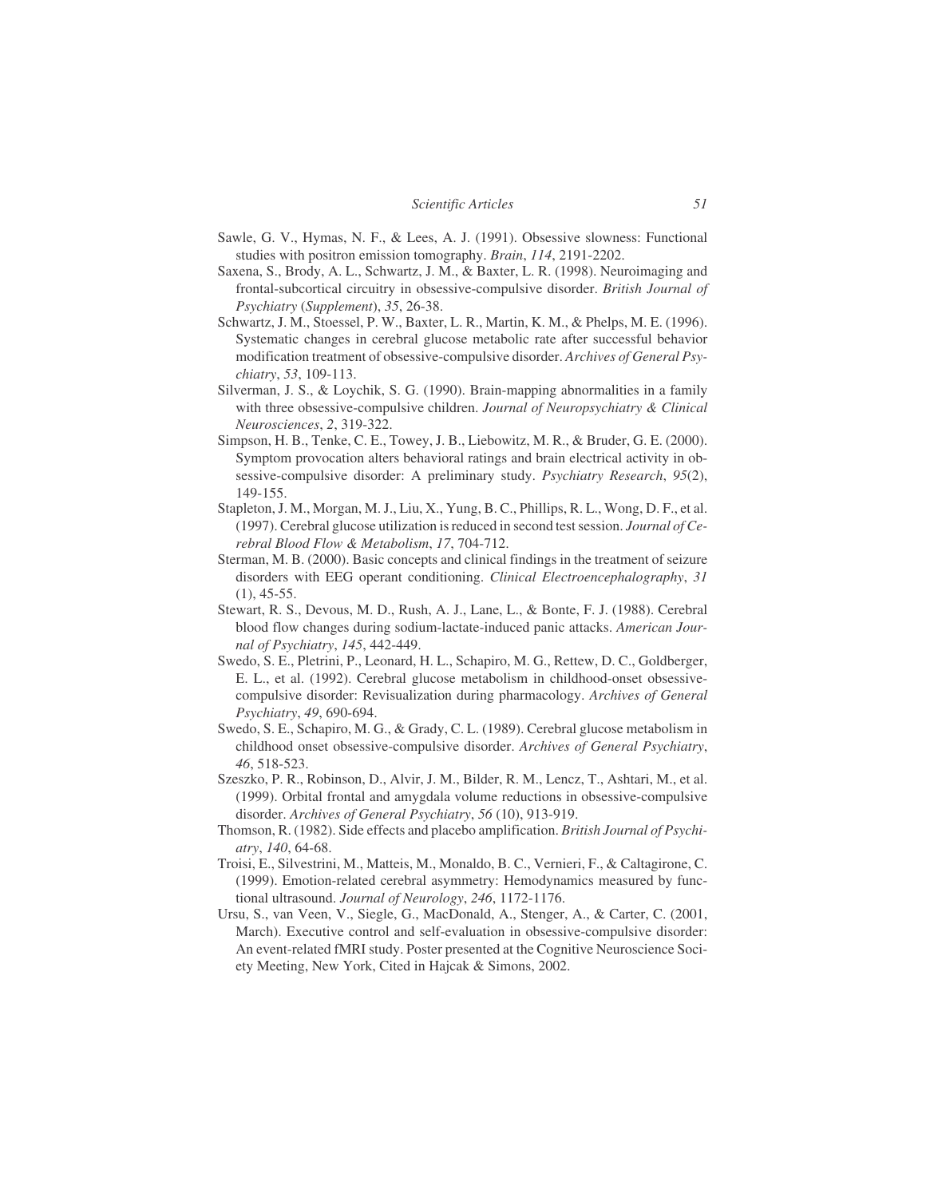Sawle, G. V., Hymas, N. F., & Lees, A. J. (1991). Obsessive slowness: Functional studies with positron emission tomography. *Brain*, *114*, 2191-2202.

Saxena, S., Brody, A. L., Schwartz, J. M., & Baxter, L. R. (1998). Neuroimaging and frontal-subcortical circuitry in obsessive-compulsive disorder. *British Journal of Psychiatry* (*Supplement*), *35*, 26-38.

Schwartz, J. M., Stoessel, P. W., Baxter, L. R., Martin, K. M., & Phelps, M. E. (1996). Systematic changes in cerebral glucose metabolic rate after successful behavior modification treatment of obsessive-compulsive disorder. *Archives of General Psychiatry*, *53*, 109-113.

Silverman, J. S., & Loychik, S. G. (1990). Brain-mapping abnormalities in a family with three obsessive-compulsive children. *Journal of Neuropsychiatry & Clinical Neurosciences*, *2*, 319-322.

Simpson, H. B., Tenke, C. E., Towey, J. B., Liebowitz, M. R., & Bruder, G. E. (2000). Symptom provocation alters behavioral ratings and brain electrical activity in obsessive-compulsive disorder: A preliminary study. *Psychiatry Research*, *95*(2), 149-155.

Stapleton, J. M., Morgan, M. J., Liu, X., Yung, B. C., Phillips, R. L., Wong, D. F., et al. (1997). Cerebral glucose utilization is reduced in second test session. *Journal of Cerebral Blood Flow & Metabolism*, *17*, 704-712.

Sterman, M. B. (2000). Basic concepts and clinical findings in the treatment of seizure disorders with EEG operant conditioning. *Clinical Electroencephalography*, *31* (1), 45-55.

Stewart, R. S., Devous, M. D., Rush, A. J., Lane, L., & Bonte, F. J. (1988). Cerebral blood flow changes during sodium-lactate-induced panic attacks. *American Journal of Psychiatry*, *145*, 442-449.

Swedo, S. E., Pletrini, P., Leonard, H. L., Schapiro, M. G., Rettew, D. C., Goldberger, E. L., et al. (1992). Cerebral glucose metabolism in childhood-onset obsessive-compulsive disorder: Revisualization during pharmacology. *Archives of General Psychiatry*, *49*, 690-694.

Swedo, S. E., Schapiro, M. G., & Grady, C. L. (1989). Cerebral glucose metabolism in childhood onset obsessive-compulsive disorder. *Archives of General Psychiatry*, *46*, 518-523.

Szeszko, P. R., Robinson, D., Alvir, J. M., Bilder, R. M., Lencz, T., Ashtari, M., et al. (1999). Orbital frontal and amygdala volume reductions in obsessive-compulsive disorder. *Archives of General Psychiatry*, *56* (10), 913-919.

Thomson, R. (1982). Side effects and placebo amplification. *British Journal of Psychiatry*, *140*, 64-68.

Troisi, E., Silvestrini, M., Matteis, M., Monaldo, B. C., Vernieri, F., & Caltagirone, C. (1999). Emotion-related cerebral asymmetry: Hemodynamics measured by functional ultrasound. *Journal of Neurology*, *246*, 1172-1176.

Ursu, S., van Veen, V., Siegle, G., MacDonald, A., Stenger, A., & Carter, C. (2001, March). Executive control and self-evaluation in obsessive-compulsive disorder: An event-related fMRI study. Poster presented at the Cognitive Neuroscience Society Meeting, New York, Cited in Hajcak & Simons, 2002.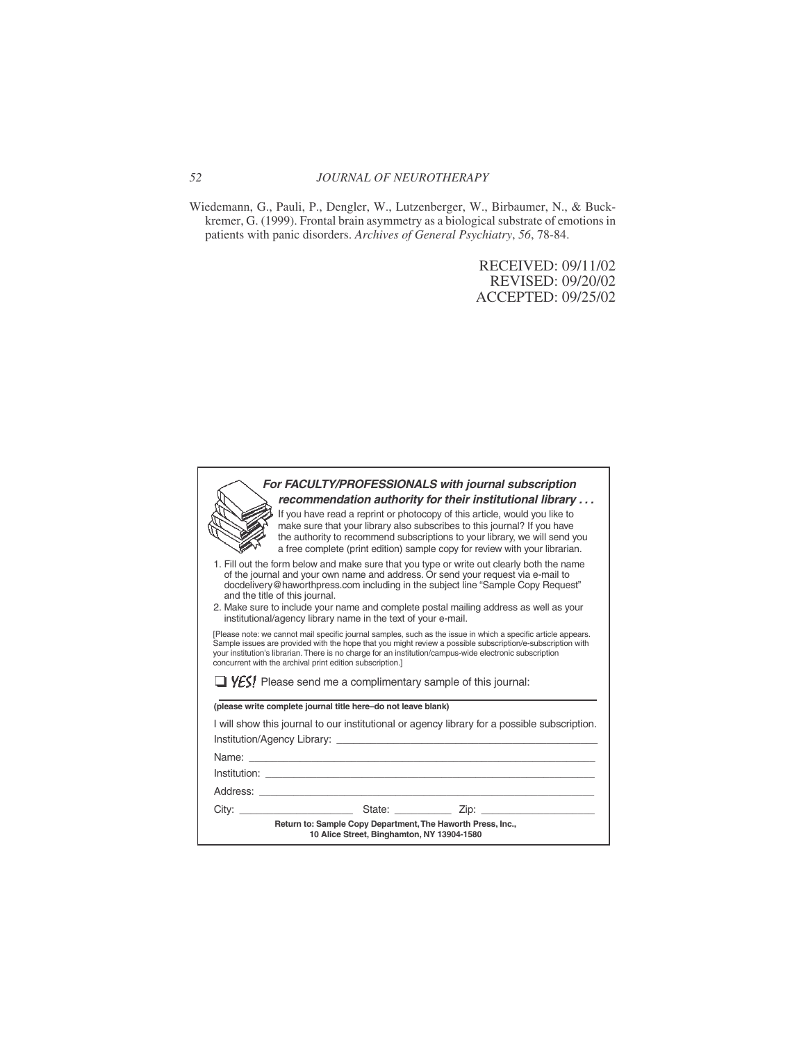Wiedemann, G., Pauli, P., Dengler, W., Lutzenberger, W., Birbaumer, N., & Buckkremer, G. (1999). Frontal brain asymmetry as a biological substrate of emotions in patients with panic disorders. *Archives of General Psychiatry*, *56*, 78-84.

RECEIVED: 09/11/02
REVISED: 09/20/02
ACCEPTED: 09/25/02

***For FACULTY/PROFESSIONALS with journal subscription recommendation authority for their institutional library . . .***

If you have read a reprint or photocopy of this article, would you like to make sure that your library also subscribes to this journal? If you have the authority to recommend subscriptions to your library, we will send you a free complete (print edition) sample copy for review with your librarian.

1. Fill out the form below and make sure that you type or write out clearly both the name of the journal and your own name and address. Or send your request via e-mail to docdelivery@haworthpress.com including in the subject line "Sample Copy Request" and the title of this journal.
2. Make sure to include your name and complete postal mailing address as well as your institutional/agency library name in the text of your e-mail.

[Please note: we cannot mail specific journal samples, such as the issue in which a specific article appears. Sample issues are provided with the hope that you might review a possible subscription/e-subscription with your institution's librarian. There is no charge for an institution/campus-wide electronic subscription concurrent with the archival print edition subscription.]

❏ *YES!* Please send me a complimentary sample of this journal:

______________________________________________

**(please write complete journal title here–do not leave blank)**

I will show this journal to our institutional or agency library for a possible subscription.

Institution/Agency Library: ______________________________________________

Name: ______________________________________________

Institution: ______________________________________________

Address: ______________________________________________

City: ____________________ State: __________ Zip: ____________________

**Return to: Sample Copy Department, The Haworth Press, Inc., 10 Alice Street, Binghamton, NY 13904-1580**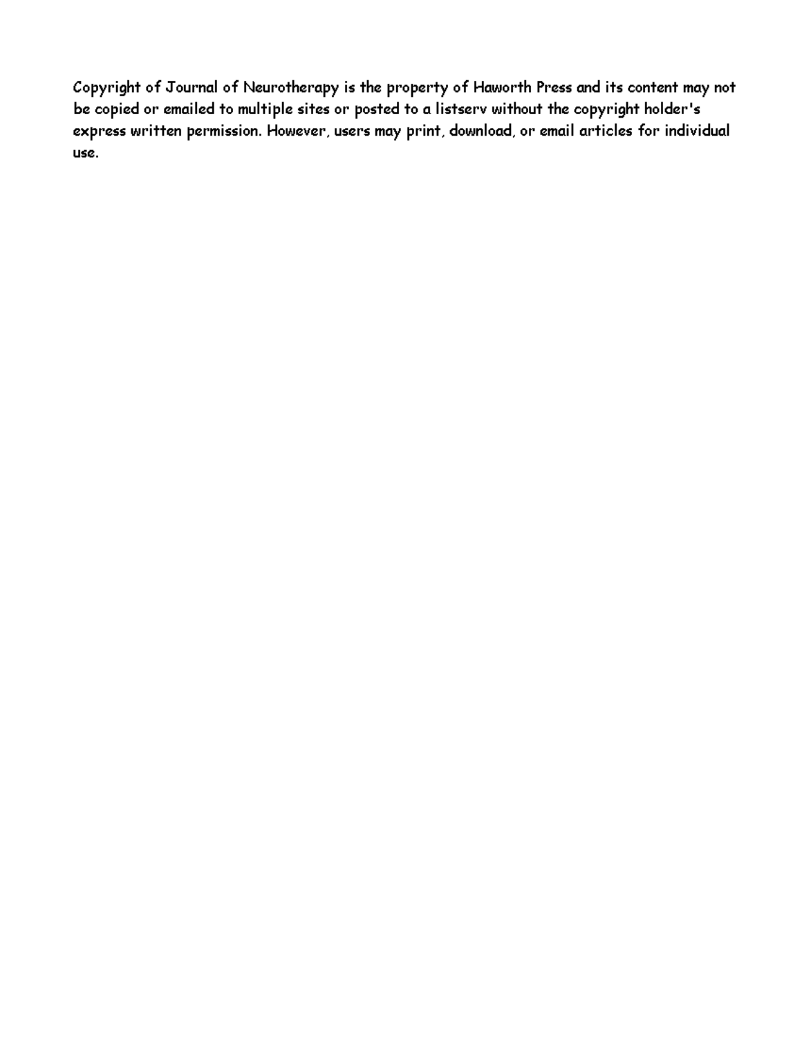Copyright of Journal of Neurotherapy is the property of Haworth Press and its content may not be copied or emailed to multiple sites or posted to a listserv without the copyright holder's express written permission. However, users may print, download, or email articles for individual use.